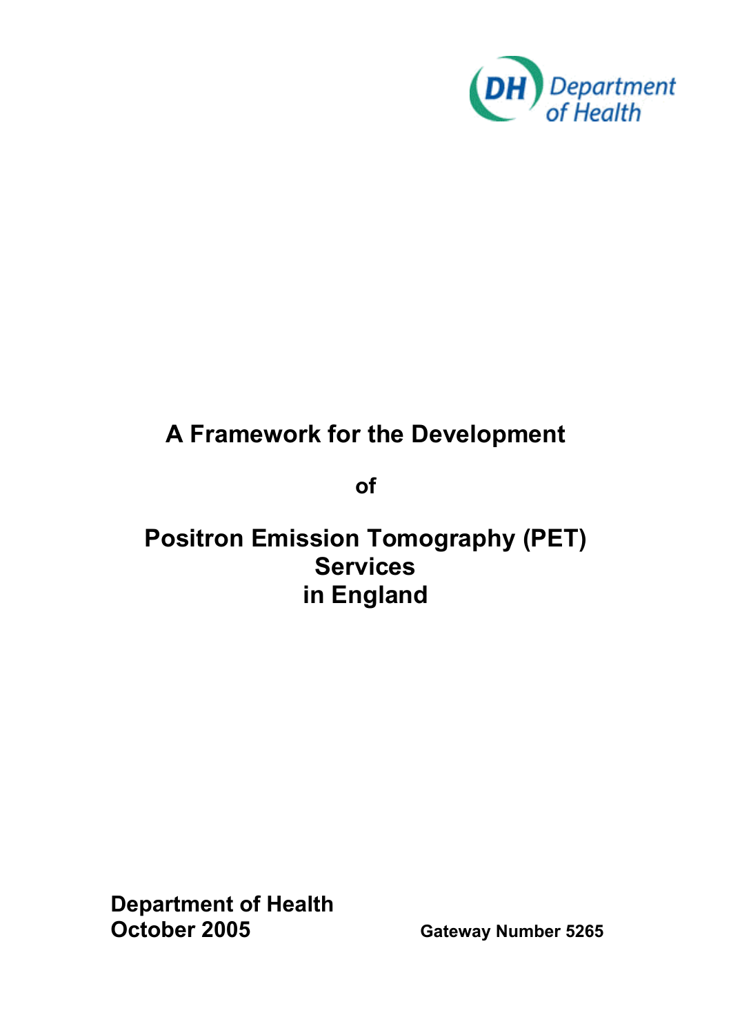Department of Health

# A Framework for the Development

# of

# Positron Emission Tomography (PET) Services in England

**Department of Health**
**October 2005**

**Gateway Number 5265**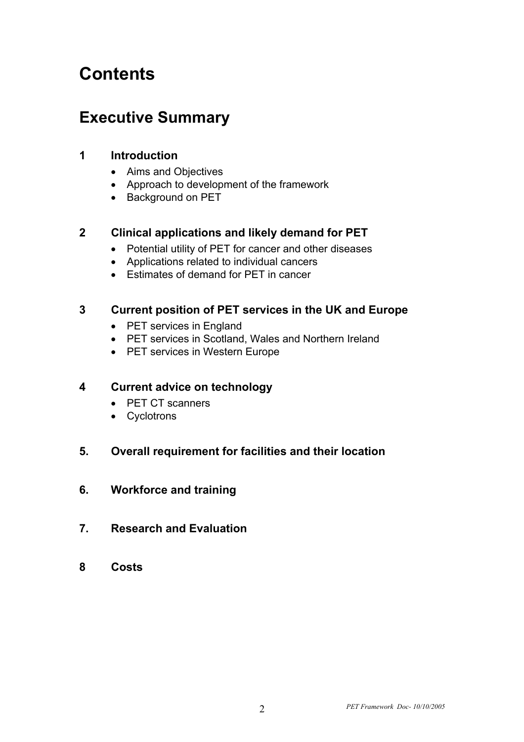# Contents

## Executive Summary

### 1 Introduction

- Aims and Objectives
- Approach to development of the framework
- Background on PET

### 2 Clinical applications and likely demand for PET

- Potential utility of PET for cancer and other diseases
- Applications related to individual cancers
- Estimates of demand for PET in cancer

### 3 Current position of PET services in the UK and Europe

- PET services in England
- PET services in Scotland, Wales and Northern Ireland
- PET services in Western Europe

### 4 Current advice on technology

- PET CT scanners
- Cyclotrons

### 5. Overall requirement for facilities and their location

### 6. Workforce and training

### 7. Research and Evaluation

### 8 Costs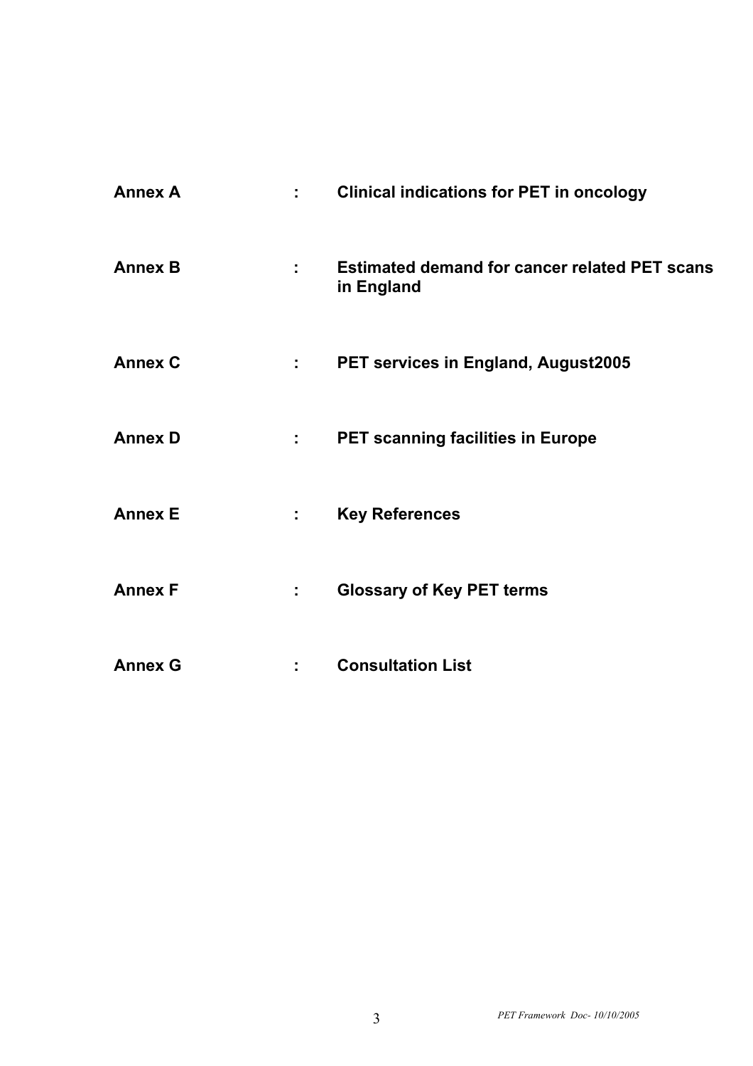**Annex A** : **Clinical indications for PET in oncology**

**Annex B** : **Estimated demand for cancer related PET scans in England**

**Annex C** : **PET services in England, August2005**

**Annex D** : **PET scanning facilities in Europe**

**Annex E** : **Key References**

**Annex F** : **Glossary of Key PET terms**

**Annex G** : **Consultation List**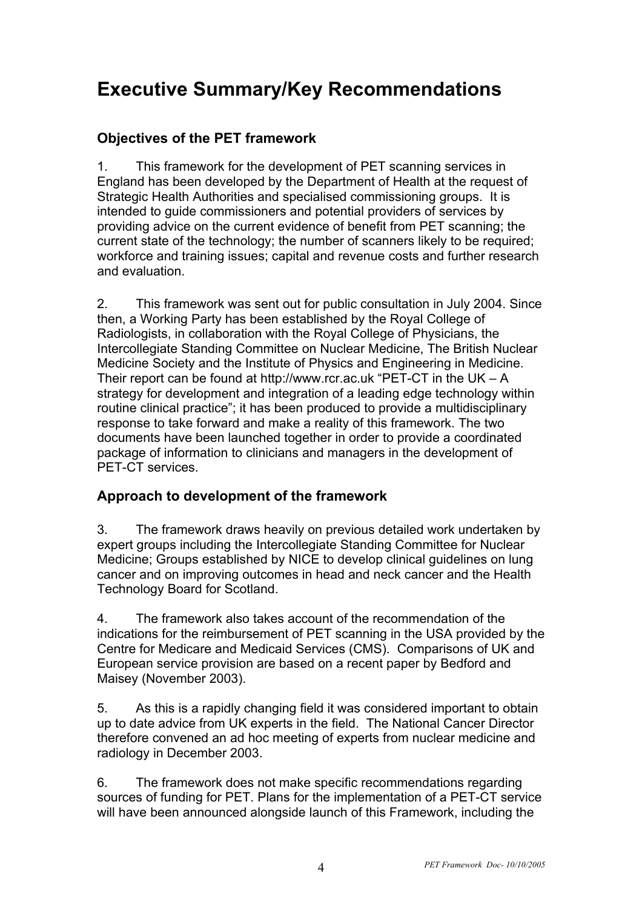# Executive Summary/Key Recommendations

## Objectives of the PET framework

1. This framework for the development of PET scanning services in England has been developed by the Department of Health at the request of Strategic Health Authorities and specialised commissioning groups. It is intended to guide commissioners and potential providers of services by providing advice on the current evidence of benefit from PET scanning; the current state of the technology; the number of scanners likely to be required; workforce and training issues; capital and revenue costs and further research and evaluation.

2. This framework was sent out for public consultation in July 2004. Since then, a Working Party has been established by the Royal College of Radiologists, in collaboration with the Royal College of Physicians, the Intercollegiate Standing Committee on Nuclear Medicine, The British Nuclear Medicine Society and the Institute of Physics and Engineering in Medicine. Their report can be found at http://www.rcr.ac.uk "PET-CT in the UK – A strategy for development and integration of a leading edge technology within routine clinical practice"; it has been produced to provide a multidisciplinary response to take forward and make a reality of this framework. The two documents have been launched together in order to provide a coordinated package of information to clinicians and managers in the development of PET-CT services.

## Approach to development of the framework

3. The framework draws heavily on previous detailed work undertaken by expert groups including the Intercollegiate Standing Committee for Nuclear Medicine; Groups established by NICE to develop clinical guidelines on lung cancer and on improving outcomes in head and neck cancer and the Health Technology Board for Scotland.

4. The framework also takes account of the recommendation of the indications for the reimbursement of PET scanning in the USA provided by the Centre for Medicare and Medicaid Services (CMS). Comparisons of UK and European service provision are based on a recent paper by Bedford and Maisey (November 2003).

5. As this is a rapidly changing field it was considered important to obtain up to date advice from UK experts in the field. The National Cancer Director therefore convened an ad hoc meeting of experts from nuclear medicine and radiology in December 2003.

6. The framework does not make specific recommendations regarding sources of funding for PET. Plans for the implementation of a PET-CT service will have been announced alongside launch of this Framework, including the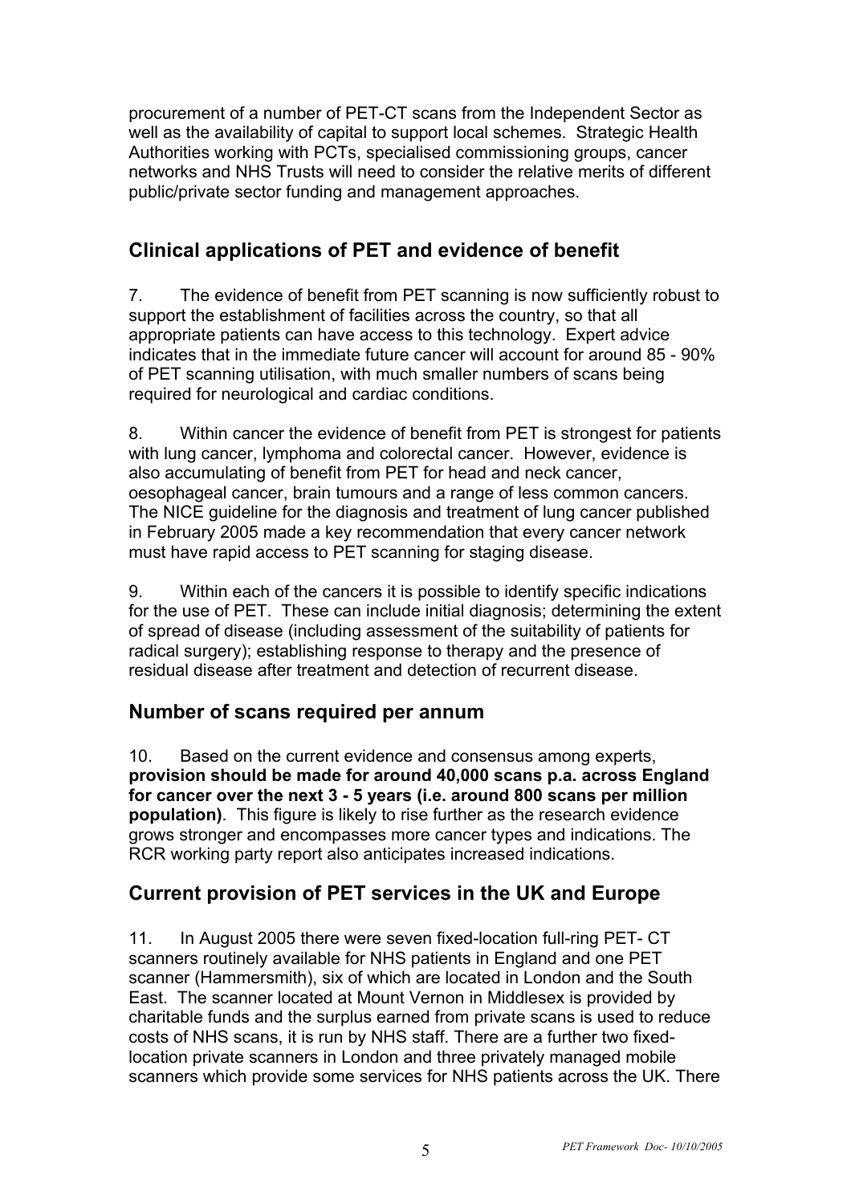procurement of a number of PET-CT scans from the Independent Sector as well as the availability of capital to support local schemes. Strategic Health Authorities working with PCTs, specialised commissioning groups, cancer networks and NHS Trusts will need to consider the relative merits of different public/private sector funding and management approaches.

## Clinical applications of PET and evidence of benefit

7. The evidence of benefit from PET scanning is now sufficiently robust to support the establishment of facilities across the country, so that all appropriate patients can have access to this technology. Expert advice indicates that in the immediate future cancer will account for around 85 - 90% of PET scanning utilisation, with much smaller numbers of scans being required for neurological and cardiac conditions.

8. Within cancer the evidence of benefit from PET is strongest for patients with lung cancer, lymphoma and colorectal cancer. However, evidence is also accumulating of benefit from PET for head and neck cancer, oesophageal cancer, brain tumours and a range of less common cancers. The NICE guideline for the diagnosis and treatment of lung cancer published in February 2005 made a key recommendation that every cancer network must have rapid access to PET scanning for staging disease.

9. Within each of the cancers it is possible to identify specific indications for the use of PET. These can include initial diagnosis; determining the extent of spread of disease (including assessment of the suitability of patients for radical surgery); establishing response to therapy and the presence of residual disease after treatment and detection of recurrent disease.

## Number of scans required per annum

10. Based on the current evidence and consensus among experts, **provision should be made for around 40,000 scans p.a. across England for cancer over the next 3 - 5 years (i.e. around 800 scans per million population)**. This figure is likely to rise further as the research evidence grows stronger and encompasses more cancer types and indications. The RCR working party report also anticipates increased indications.

## Current provision of PET services in the UK and Europe

11. In August 2005 there were seven fixed-location full-ring PET- CT scanners routinely available for NHS patients in England and one PET scanner (Hammersmith), six of which are located in London and the South East. The scanner located at Mount Vernon in Middlesex is provided by charitable funds and the surplus earned from private scans is used to reduce costs of NHS scans, it is run by NHS staff. There are a further two fixed-location private scanners in London and three privately managed mobile scanners which provide some services for NHS patients across the UK. There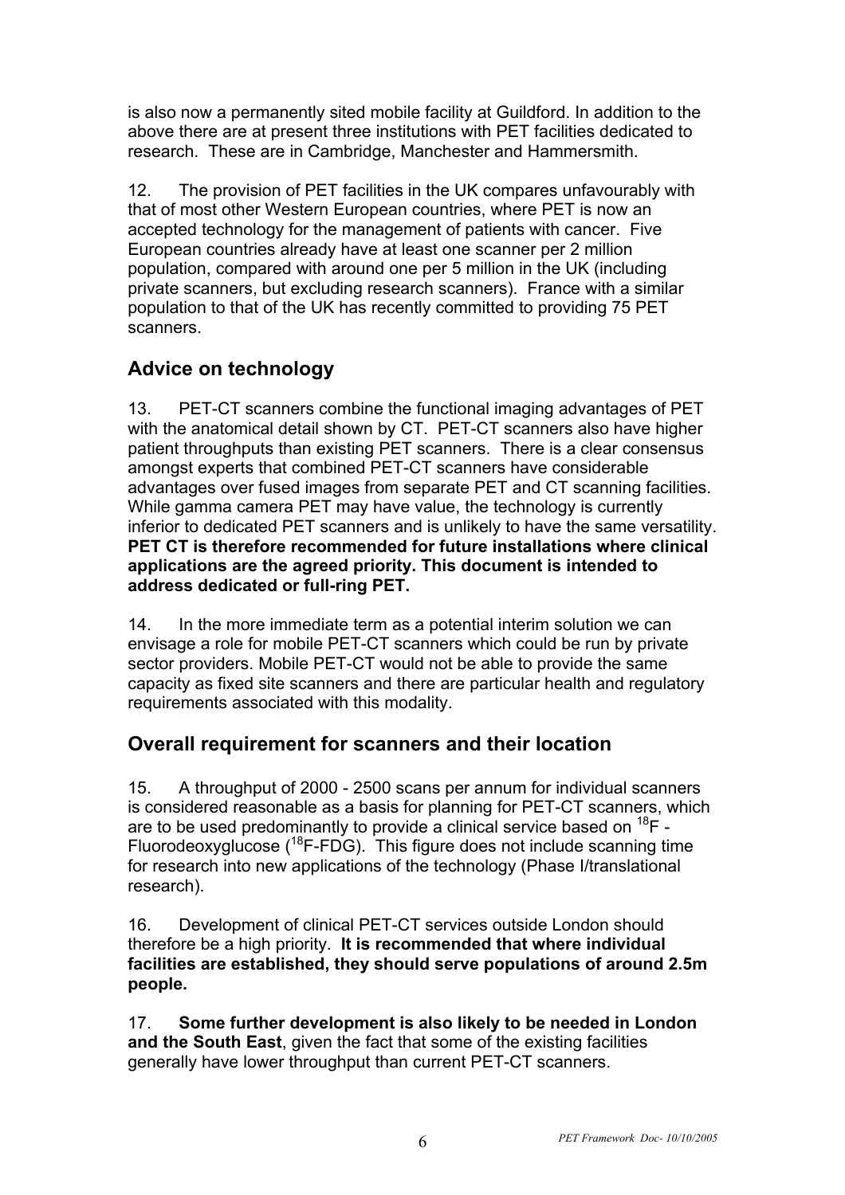is also now a permanently sited mobile facility at Guildford. In addition to the above there are at present three institutions with PET facilities dedicated to research. These are in Cambridge, Manchester and Hammersmith.

12. The provision of PET facilities in the UK compares unfavourably with that of most other Western European countries, where PET is now an accepted technology for the management of patients with cancer. Five European countries already have at least one scanner per 2 million population, compared with around one per 5 million in the UK (including private scanners, but excluding research scanners). France with a similar population to that of the UK has recently committed to providing 75 PET scanners.

## Advice on technology

13. PET-CT scanners combine the functional imaging advantages of PET with the anatomical detail shown by CT. PET-CT scanners also have higher patient throughputs than existing PET scanners. There is a clear consensus amongst experts that combined PET-CT scanners have considerable advantages over fused images from separate PET and CT scanning facilities. While gamma camera PET may have value, the technology is currently inferior to dedicated PET scanners and is unlikely to have the same versatility. **PET CT is therefore recommended for future installations where clinical applications are the agreed priority. This document is intended to address dedicated or full-ring PET.**

14. In the more immediate term as a potential interim solution we can envisage a role for mobile PET-CT scanners which could be run by private sector providers. Mobile PET-CT would not be able to provide the same capacity as fixed site scanners and there are particular health and regulatory requirements associated with this modality.

## Overall requirement for scanners and their location

15. A throughput of 2000 - 2500 scans per annum for individual scanners is considered reasonable as a basis for planning for PET-CT scanners, which are to be used predominantly to provide a clinical service based on $^{18}F$ - Fluorodeoxyglucose ($^{18}F$-FDG). This figure does not include scanning time for research into new applications of the technology (Phase I/translational research).

16. Development of clinical PET-CT services outside London should therefore be a high priority. **It is recommended that where individual facilities are established, they should serve populations of around 2.5m people.**

17. **Some further development is also likely to be needed in London and the South East**, given the fact that some of the existing facilities generally have lower throughput than current PET-CT scanners.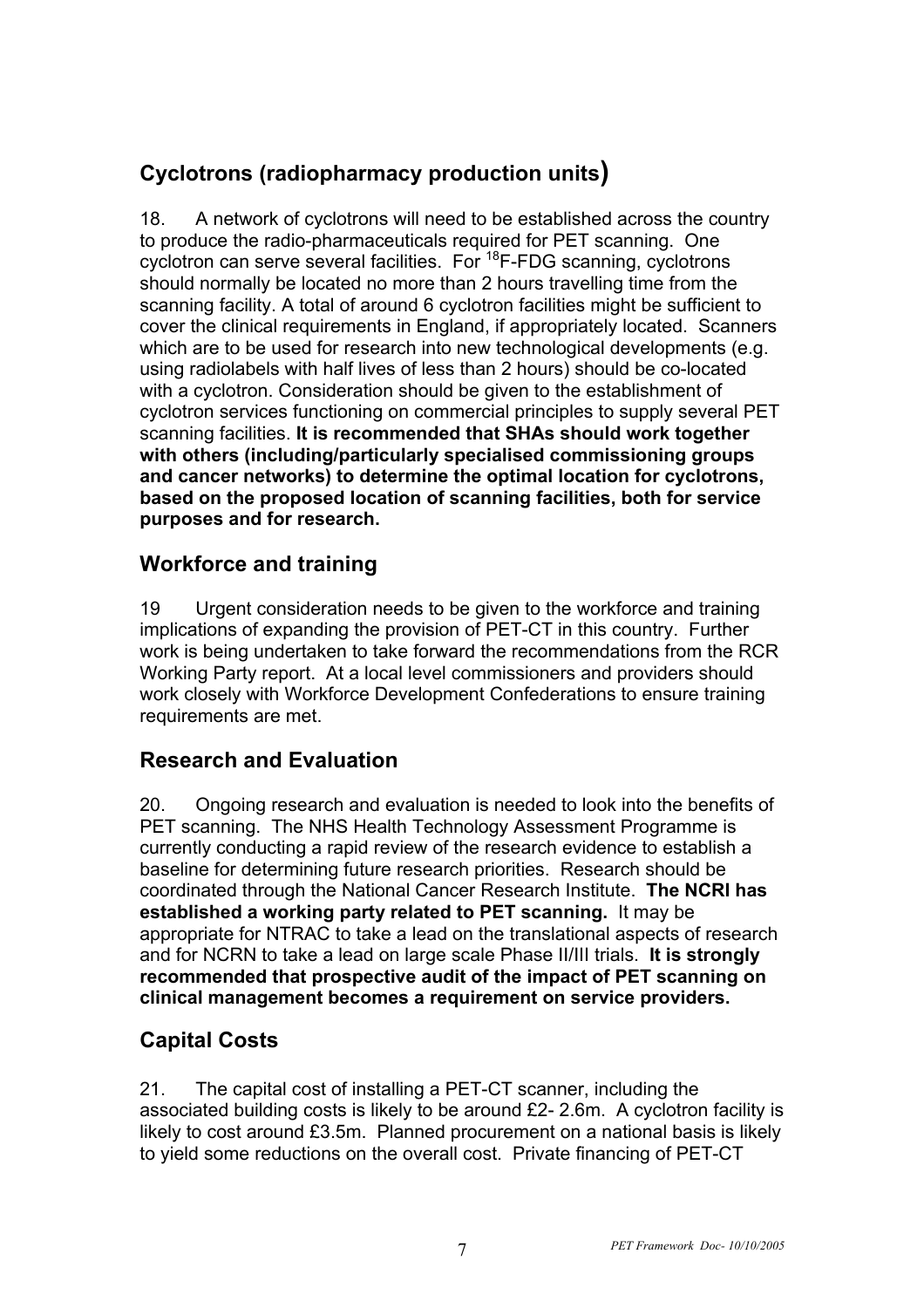## Cyclotrons (radiopharmacy production units)

18. A network of cyclotrons will need to be established across the country to produce the radio-pharmaceuticals required for PET scanning. One cyclotron can serve several facilities. For $^{18}$F-FDG scanning, cyclotrons should normally be located no more than 2 hours travelling time from the scanning facility. A total of around 6 cyclotron facilities might be sufficient to cover the clinical requirements in England, if appropriately located. Scanners which are to be used for research into new technological developments (e.g. using radiolabels with half lives of less than 2 hours) should be co-located with a cyclotron. Consideration should be given to the establishment of cyclotron services functioning on commercial principles to supply several PET scanning facilities. **It is recommended that SHAs should work together with others (including/particularly specialised commissioning groups and cancer networks) to determine the optimal location for cyclotrons, based on the proposed location of scanning facilities, both for service purposes and for research.**

## Workforce and training

19 Urgent consideration needs to be given to the workforce and training implications of expanding the provision of PET-CT in this country. Further work is being undertaken to take forward the recommendations from the RCR Working Party report. At a local level commissioners and providers should work closely with Workforce Development Confederations to ensure training requirements are met.

## Research and Evaluation

20. Ongoing research and evaluation is needed to look into the benefits of PET scanning. The NHS Health Technology Assessment Programme is currently conducting a rapid review of the research evidence to establish a baseline for determining future research priorities. Research should be coordinated through the National Cancer Research Institute. **The NCRI has established a working party related to PET scanning.** It may be appropriate for NTRAC to take a lead on the translational aspects of research and for NCRN to take a lead on large scale Phase II/III trials. **It is strongly recommended that prospective audit of the impact of PET scanning on clinical management becomes a requirement on service providers.**

## Capital Costs

21. The capital cost of installing a PET-CT scanner, including the associated building costs is likely to be around £2- 2.6m. A cyclotron facility is likely to cost around £3.5m. Planned procurement on a national basis is likely to yield some reductions on the overall cost. Private financing of PET-CT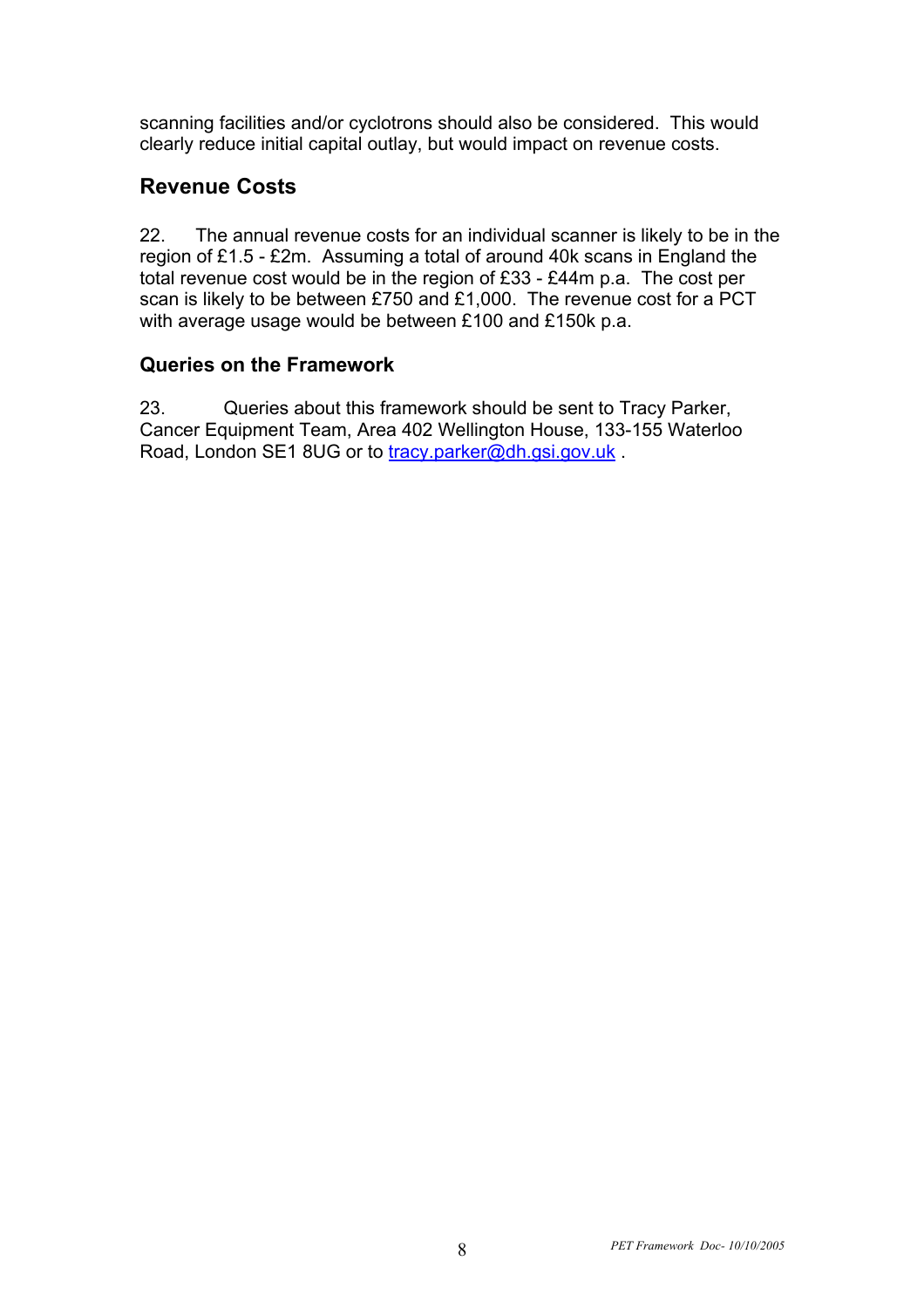scanning facilities and/or cyclotrons should also be considered. This would clearly reduce initial capital outlay, but would impact on revenue costs.

## Revenue Costs

22. The annual revenue costs for an individual scanner is likely to be in the region of £1.5 - £2m. Assuming a total of around 40k scans in England the total revenue cost would be in the region of £33 - £44m p.a. The cost per scan is likely to be between £750 and £1,000. The revenue cost for a PCT with average usage would be between £100 and £150k p.a.

### Queries on the Framework

23. Queries about this framework should be sent to Tracy Parker, Cancer Equipment Team, Area 402 Wellington House, 133-155 Waterloo Road, London SE1 8UG or to tracy.parker@dh.gsi.gov.uk .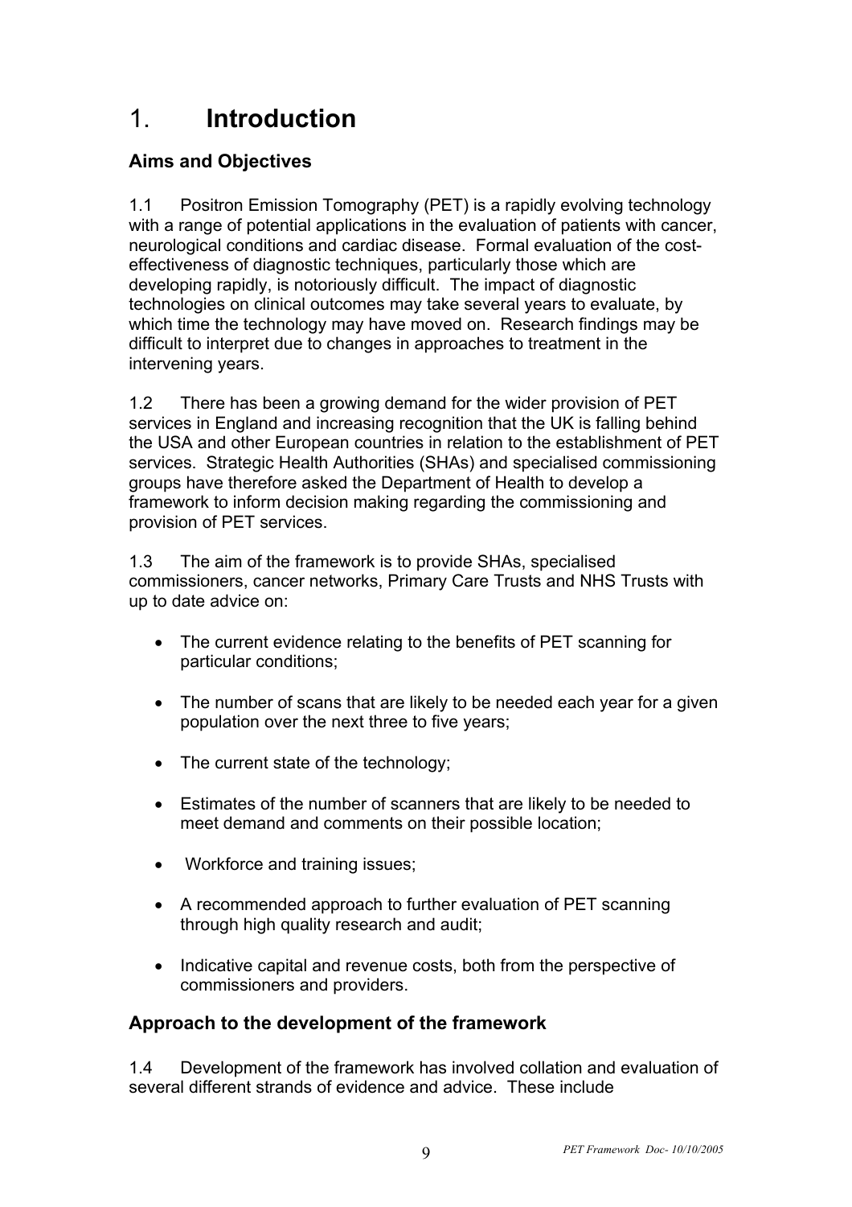# 1. **Introduction**

## Aims and Objectives

1.1 Positron Emission Tomography (PET) is a rapidly evolving technology with a range of potential applications in the evaluation of patients with cancer, neurological conditions and cardiac disease. Formal evaluation of the cost-effectiveness of diagnostic techniques, particularly those which are developing rapidly, is notoriously difficult. The impact of diagnostic technologies on clinical outcomes may take several years to evaluate, by which time the technology may have moved on. Research findings may be difficult to interpret due to changes in approaches to treatment in the intervening years.

1.2 There has been a growing demand for the wider provision of PET services in England and increasing recognition that the UK is falling behind the USA and other European countries in relation to the establishment of PET services. Strategic Health Authorities (SHAs) and specialised commissioning groups have therefore asked the Department of Health to develop a framework to inform decision making regarding the commissioning and provision of PET services.

1.3 The aim of the framework is to provide SHAs, specialised commissioners, cancer networks, Primary Care Trusts and NHS Trusts with up to date advice on:

- The current evidence relating to the benefits of PET scanning for particular conditions;
- The number of scans that are likely to be needed each year for a given population over the next three to five years;
- The current state of the technology;
- Estimates of the number of scanners that are likely to be needed to meet demand and comments on their possible location;
- Workforce and training issues;
- A recommended approach to further evaluation of PET scanning through high quality research and audit;
- Indicative capital and revenue costs, both from the perspective of commissioners and providers.

## Approach to the development of the framework

1.4 Development of the framework has involved collation and evaluation of several different strands of evidence and advice. These include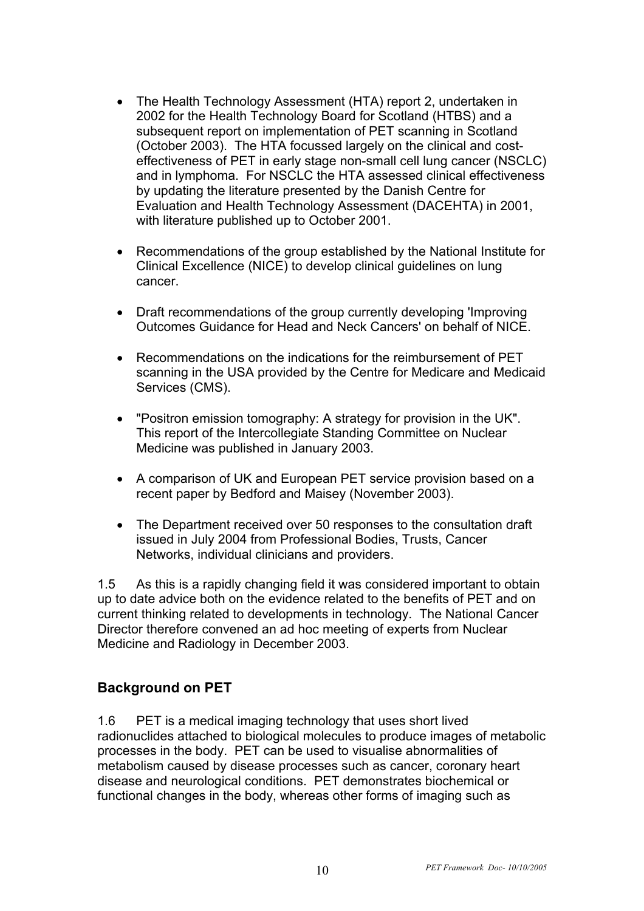- The Health Technology Assessment (HTA) report 2, undertaken in 2002 for the Health Technology Board for Scotland (HTBS) and a subsequent report on implementation of PET scanning in Scotland (October 2003). The HTA focussed largely on the clinical and cost-effectiveness of PET in early stage non-small cell lung cancer (NSCLC) and in lymphoma. For NSCLC the HTA assessed clinical effectiveness by updating the literature presented by the Danish Centre for Evaluation and Health Technology Assessment (DACEHTA) in 2001, with literature published up to October 2001.

- Recommendations of the group established by the National Institute for Clinical Excellence (NICE) to develop clinical guidelines on lung cancer.

- Draft recommendations of the group currently developing 'Improving Outcomes Guidance for Head and Neck Cancers' on behalf of NICE.

- Recommendations on the indications for the reimbursement of PET scanning in the USA provided by the Centre for Medicare and Medicaid Services (CMS).

- "Positron emission tomography: A strategy for provision in the UK". This report of the Intercollegiate Standing Committee on Nuclear Medicine was published in January 2003.

- A comparison of UK and European PET service provision based on a recent paper by Bedford and Maisey (November 2003).

- The Department received over 50 responses to the consultation draft issued in July 2004 from Professional Bodies, Trusts, Cancer Networks, individual clinicians and providers.

1.5 As this is a rapidly changing field it was considered important to obtain up to date advice both on the evidence related to the benefits of PET and on current thinking related to developments in technology. The National Cancer Director therefore convened an ad hoc meeting of experts from Nuclear Medicine and Radiology in December 2003.

## Background on PET

1.6 PET is a medical imaging technology that uses short lived radionuclides attached to biological molecules to produce images of metabolic processes in the body. PET can be used to visualise abnormalities of metabolism caused by disease processes such as cancer, coronary heart disease and neurological conditions. PET demonstrates biochemical or functional changes in the body, whereas other forms of imaging such as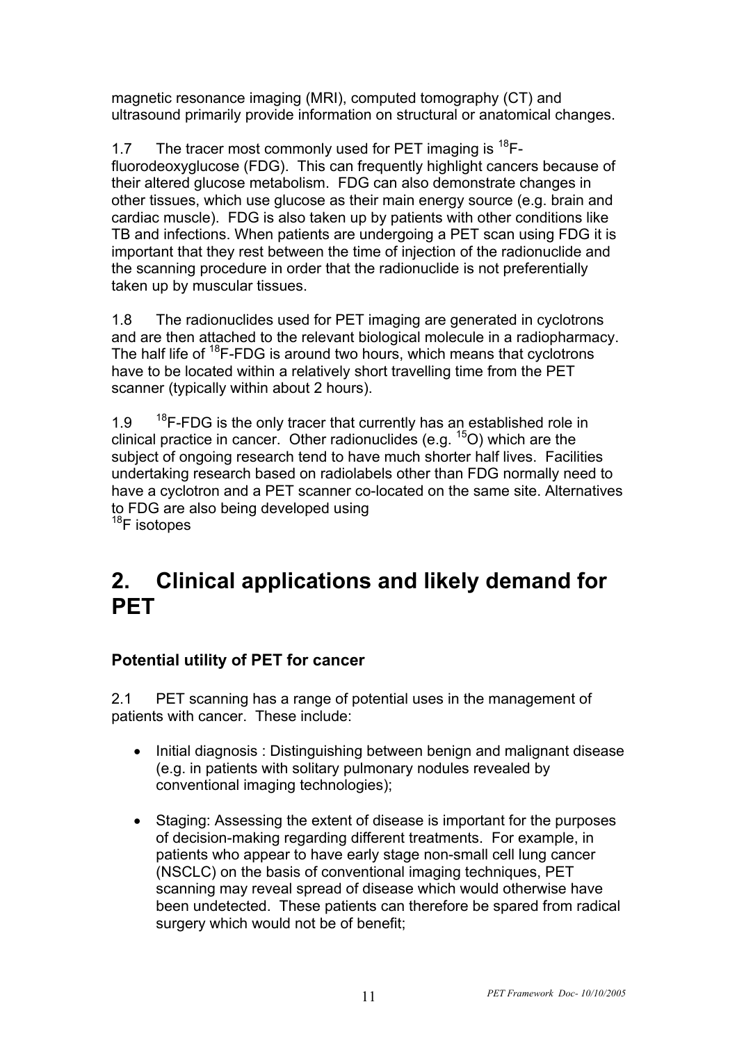magnetic resonance imaging (MRI), computed tomography (CT) and ultrasound primarily provide information on structural or anatomical changes.

1.7 The tracer most commonly used for PET imaging is $^{18}$F-fluorodeoxyglucose (FDG). This can frequently highlight cancers because of their altered glucose metabolism. FDG can also demonstrate changes in other tissues, which use glucose as their main energy source (e.g. brain and cardiac muscle). FDG is also taken up by patients with other conditions like TB and infections. When patients are undergoing a PET scan using FDG it is important that they rest between the time of injection of the radionuclide and the scanning procedure in order that the radionuclide is not preferentially taken up by muscular tissues.

1.8 The radionuclides used for PET imaging are generated in cyclotrons and are then attached to the relevant biological molecule in a radiopharmacy. The half life of $^{18}$F-FDG is around two hours, which means that cyclotrons have to be located within a relatively short travelling time from the PET scanner (typically within about 2 hours).

1.9 $^{18}$F-FDG is the only tracer that currently has an established role in clinical practice in cancer. Other radionuclides (e.g. $^{15}$O) which are the subject of ongoing research tend to have much shorter half lives. Facilities undertaking research based on radiolabels other than FDG normally need to have a cyclotron and a PET scanner co-located on the same site. Alternatives to FDG are also being developed using $^{18}$F isotopes

# 2. Clinical applications and likely demand for PET

### Potential utility of PET for cancer

2.1 PET scanning has a range of potential uses in the management of patients with cancer. These include:

- Initial diagnosis : Distinguishing between benign and malignant disease (e.g. in patients with solitary pulmonary nodules revealed by conventional imaging technologies);
- Staging: Assessing the extent of disease is important for the purposes of decision-making regarding different treatments. For example, in patients who appear to have early stage non-small cell lung cancer (NSCLC) on the basis of conventional imaging techniques, PET scanning may reveal spread of disease which would otherwise have been undetected. These patients can therefore be spared from radical surgery which would not be of benefit;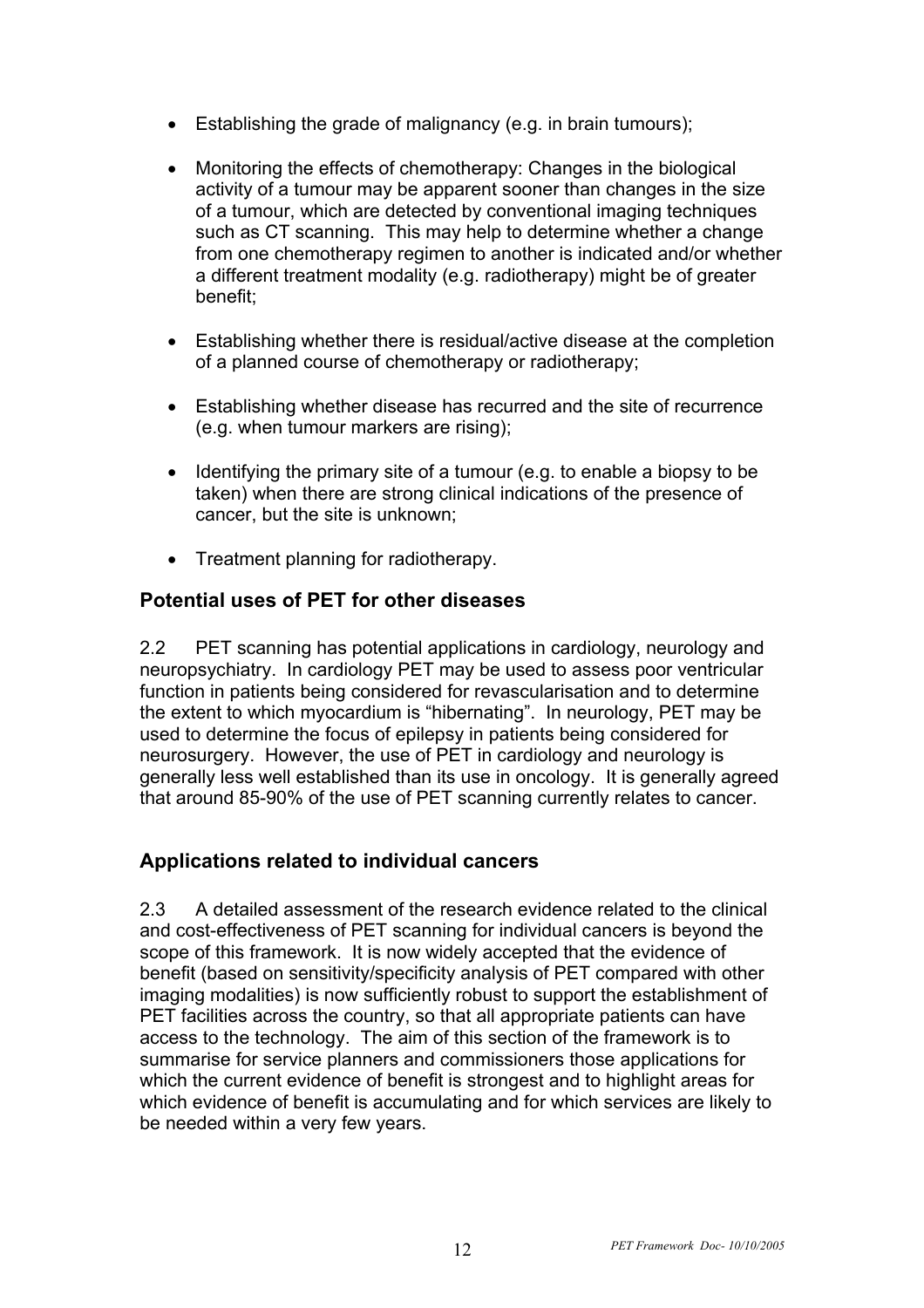- Establishing the grade of malignancy (e.g. in brain tumours);
- Monitoring the effects of chemotherapy: Changes in the biological activity of a tumour may be apparent sooner than changes in the size of a tumour, which are detected by conventional imaging techniques such as CT scanning. This may help to determine whether a change from one chemotherapy regimen to another is indicated and/or whether a different treatment modality (e.g. radiotherapy) might be of greater benefit;
- Establishing whether there is residual/active disease at the completion of a planned course of chemotherapy or radiotherapy;
- Establishing whether disease has recurred and the site of recurrence (e.g. when tumour markers are rising);
- Identifying the primary site of a tumour (e.g. to enable a biopsy to be taken) when there are strong clinical indications of the presence of cancer, but the site is unknown;
- Treatment planning for radiotherapy.

## Potential uses of PET for other diseases

2.2 PET scanning has potential applications in cardiology, neurology and neuropsychiatry. In cardiology PET may be used to assess poor ventricular function in patients being considered for revascularisation and to determine the extent to which myocardium is "hibernating". In neurology, PET may be used to determine the focus of epilepsy in patients being considered for neurosurgery. However, the use of PET in cardiology and neurology is generally less well established than its use in oncology. It is generally agreed that around 85-90% of the use of PET scanning currently relates to cancer.

## Applications related to individual cancers

2.3 A detailed assessment of the research evidence related to the clinical and cost-effectiveness of PET scanning for individual cancers is beyond the scope of this framework. It is now widely accepted that the evidence of benefit (based on sensitivity/specificity analysis of PET compared with other imaging modalities) is now sufficiently robust to support the establishment of PET facilities across the country, so that all appropriate patients can have access to the technology. The aim of this section of the framework is to summarise for service planners and commissioners those applications for which the current evidence of benefit is strongest and to highlight areas for which evidence of benefit is accumulating and for which services are likely to be needed within a very few years.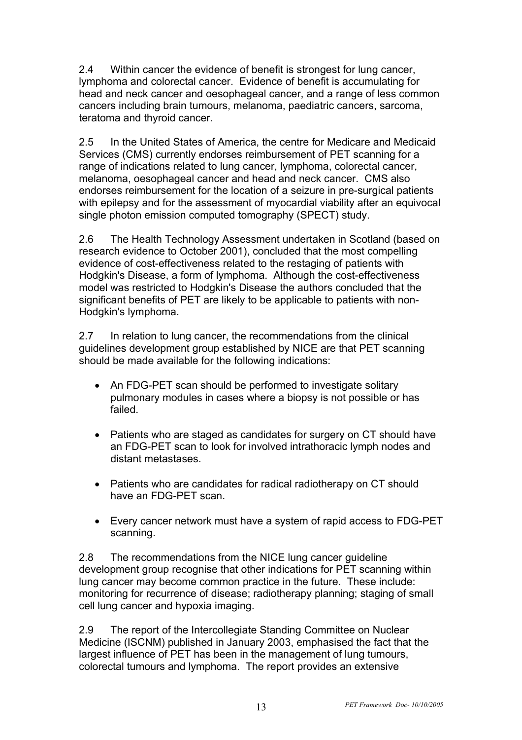2.4 Within cancer the evidence of benefit is strongest for lung cancer, lymphoma and colorectal cancer. Evidence of benefit is accumulating for head and neck cancer and oesophageal cancer, and a range of less common cancers including brain tumours, melanoma, paediatric cancers, sarcoma, teratoma and thyroid cancer.

2.5 In the United States of America, the centre for Medicare and Medicaid Services (CMS) currently endorses reimbursement of PET scanning for a range of indications related to lung cancer, lymphoma, colorectal cancer, melanoma, oesophageal cancer and head and neck cancer. CMS also endorses reimbursement for the location of a seizure in pre-surgical patients with epilepsy and for the assessment of myocardial viability after an equivocal single photon emission computed tomography (SPECT) study.

2.6 The Health Technology Assessment undertaken in Scotland (based on research evidence to October 2001), concluded that the most compelling evidence of cost-effectiveness related to the restaging of patients with Hodgkin's Disease, a form of lymphoma. Although the cost-effectiveness model was restricted to Hodgkin's Disease the authors concluded that the significant benefits of PET are likely to be applicable to patients with non-Hodgkin's lymphoma.

2.7 In relation to lung cancer, the recommendations from the clinical guidelines development group established by NICE are that PET scanning should be made available for the following indications:

- An FDG-PET scan should be performed to investigate solitary pulmonary modules in cases where a biopsy is not possible or has failed.
- Patients who are staged as candidates for surgery on CT should have an FDG-PET scan to look for involved intrathoracic lymph nodes and distant metastases.
- Patients who are candidates for radical radiotherapy on CT should have an FDG-PET scan.
- Every cancer network must have a system of rapid access to FDG-PET scanning.

2.8 The recommendations from the NICE lung cancer guideline development group recognise that other indications for PET scanning within lung cancer may become common practice in the future. These include: monitoring for recurrence of disease; radiotherapy planning; staging of small cell lung cancer and hypoxia imaging.

2.9 The report of the Intercollegiate Standing Committee on Nuclear Medicine (ISCNM) published in January 2003, emphasised the fact that the largest influence of PET has been in the management of lung tumours, colorectal tumours and lymphoma. The report provides an extensive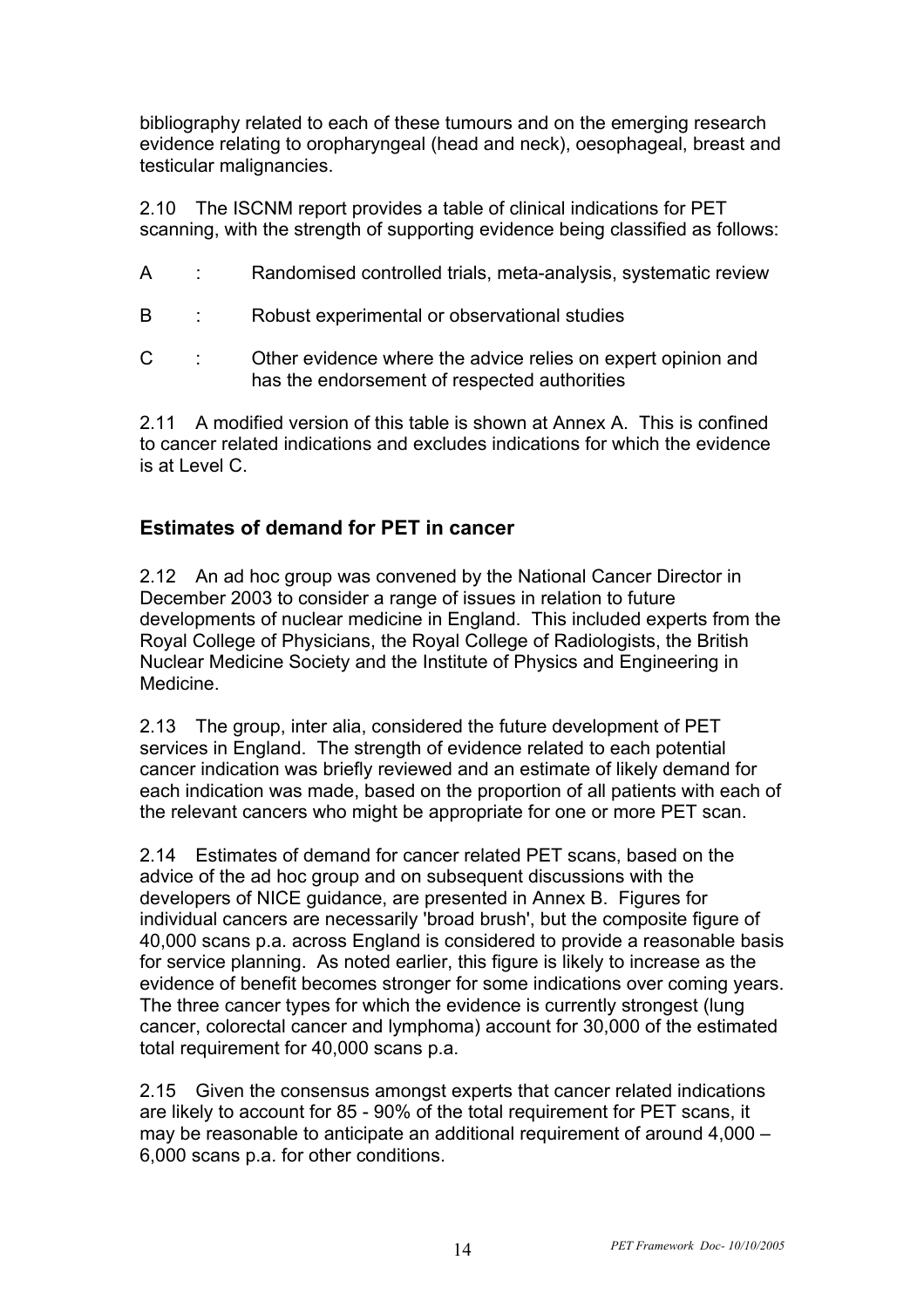bibliography related to each of these tumours and on the emerging research evidence relating to oropharyngeal (head and neck), oesophageal, breast and testicular malignancies.

2.10 The ISCNM report provides a table of clinical indications for PET scanning, with the strength of supporting evidence being classified as follows:

A : Randomised controlled trials, meta-analysis, systematic review

B : Robust experimental or observational studies

C : Other evidence where the advice relies on expert opinion and has the endorsement of respected authorities

2.11 A modified version of this table is shown at Annex A. This is confined to cancer related indications and excludes indications for which the evidence is at Level C.

## Estimates of demand for PET in cancer

2.12 An ad hoc group was convened by the National Cancer Director in December 2003 to consider a range of issues in relation to future developments of nuclear medicine in England. This included experts from the Royal College of Physicians, the Royal College of Radiologists, the British Nuclear Medicine Society and the Institute of Physics and Engineering in Medicine.

2.13 The group, inter alia, considered the future development of PET services in England. The strength of evidence related to each potential cancer indication was briefly reviewed and an estimate of likely demand for each indication was made, based on the proportion of all patients with each of the relevant cancers who might be appropriate for one or more PET scan.

2.14 Estimates of demand for cancer related PET scans, based on the advice of the ad hoc group and on subsequent discussions with the developers of NICE guidance, are presented in Annex B. Figures for individual cancers are necessarily 'broad brush', but the composite figure of 40,000 scans p.a. across England is considered to provide a reasonable basis for service planning. As noted earlier, this figure is likely to increase as the evidence of benefit becomes stronger for some indications over coming years. The three cancer types for which the evidence is currently strongest (lung cancer, colorectal cancer and lymphoma) account for 30,000 of the estimated total requirement for 40,000 scans p.a.

2.15 Given the consensus amongst experts that cancer related indications are likely to account for 85 - 90% of the total requirement for PET scans, it may be reasonable to anticipate an additional requirement of around 4,000 – 6,000 scans p.a. for other conditions.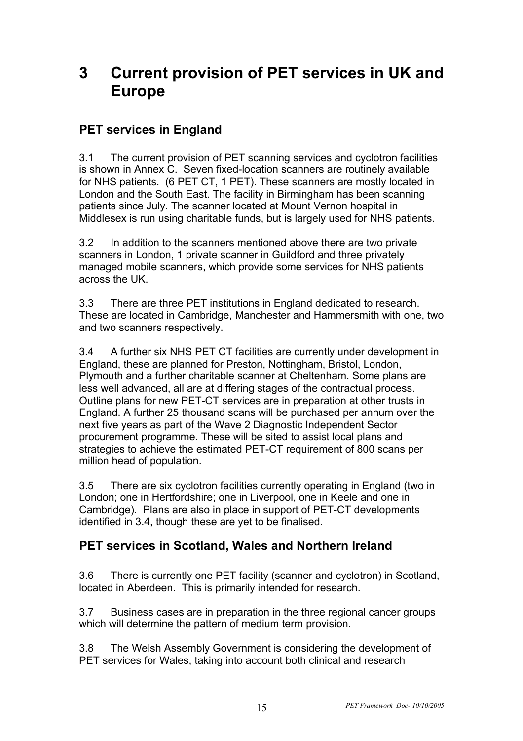# 3 Current provision of PET services in UK and Europe

## PET services in England

3.1 The current provision of PET scanning services and cyclotron facilities is shown in Annex C. Seven fixed-location scanners are routinely available for NHS patients. (6 PET CT, 1 PET). These scanners are mostly located in London and the South East. The facility in Birmingham has been scanning patients since July. The scanner located at Mount Vernon hospital in Middlesex is run using charitable funds, but is largely used for NHS patients.

3.2 In addition to the scanners mentioned above there are two private scanners in London, 1 private scanner in Guildford and three privately managed mobile scanners, which provide some services for NHS patients across the UK.

3.3 There are three PET institutions in England dedicated to research. These are located in Cambridge, Manchester and Hammersmith with one, two and two scanners respectively.

3.4 A further six NHS PET CT facilities are currently under development in England, these are planned for Preston, Nottingham, Bristol, London, Plymouth and a further charitable scanner at Cheltenham. Some plans are less well advanced, all are at differing stages of the contractual process. Outline plans for new PET-CT services are in preparation at other trusts in England. A further 25 thousand scans will be purchased per annum over the next five years as part of the Wave 2 Diagnostic Independent Sector procurement programme. These will be sited to assist local plans and strategies to achieve the estimated PET-CT requirement of 800 scans per million head of population.

3.5 There are six cyclotron facilities currently operating in England (two in London; one in Hertfordshire; one in Liverpool, one in Keele and one in Cambridge). Plans are also in place in support of PET-CT developments identified in 3.4, though these are yet to be finalised.

## PET services in Scotland, Wales and Northern Ireland

3.6 There is currently one PET facility (scanner and cyclotron) in Scotland, located in Aberdeen. This is primarily intended for research.

3.7 Business cases are in preparation in the three regional cancer groups which will determine the pattern of medium term provision.

3.8 The Welsh Assembly Government is considering the development of PET services for Wales, taking into account both clinical and research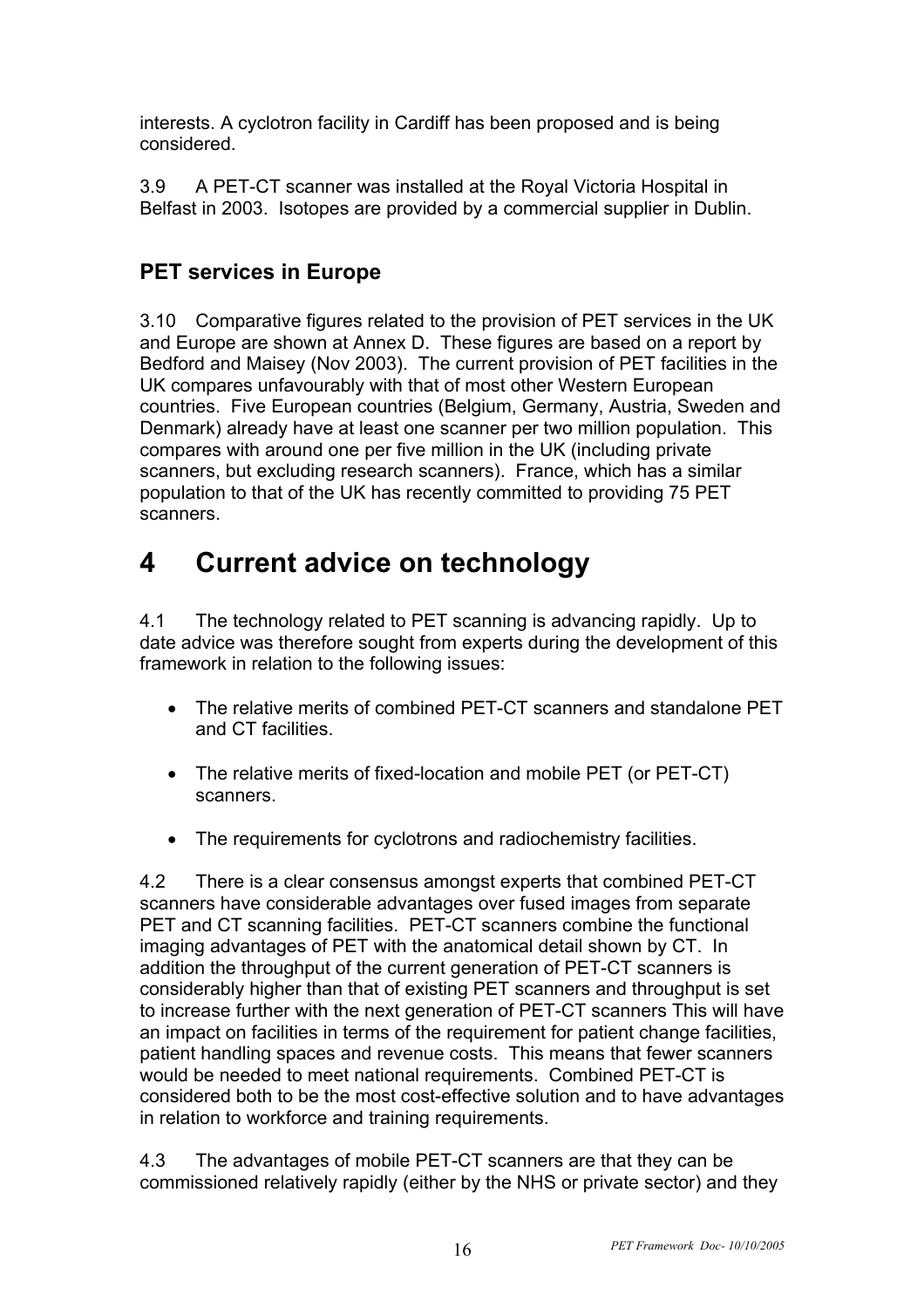interests. A cyclotron facility in Cardiff has been proposed and is being considered.

3.9 A PET-CT scanner was installed at the Royal Victoria Hospital in Belfast in 2003. Isotopes are provided by a commercial supplier in Dublin.

### PET services in Europe

3.10 Comparative figures related to the provision of PET services in the UK and Europe are shown at Annex D. These figures are based on a report by Bedford and Maisey (Nov 2003). The current provision of PET facilities in the UK compares unfavourably with that of most other Western European countries. Five European countries (Belgium, Germany, Austria, Sweden and Denmark) already have at least one scanner per two million population. This compares with around one per five million in the UK (including private scanners, but excluding research scanners). France, which has a similar population to that of the UK has recently committed to providing 75 PET scanners.

# 4 Current advice on technology

4.1 The technology related to PET scanning is advancing rapidly. Up to date advice was therefore sought from experts during the development of this framework in relation to the following issues:

- The relative merits of combined PET-CT scanners and standalone PET and CT facilities.
- The relative merits of fixed-location and mobile PET (or PET-CT) scanners.
- The requirements for cyclotrons and radiochemistry facilities.

4.2 There is a clear consensus amongst experts that combined PET-CT scanners have considerable advantages over fused images from separate PET and CT scanning facilities. PET-CT scanners combine the functional imaging advantages of PET with the anatomical detail shown by CT. In addition the throughput of the current generation of PET-CT scanners is considerably higher than that of existing PET scanners and throughput is set to increase further with the next generation of PET-CT scanners This will have an impact on facilities in terms of the requirement for patient change facilities, patient handling spaces and revenue costs. This means that fewer scanners would be needed to meet national requirements. Combined PET-CT is considered both to be the most cost-effective solution and to have advantages in relation to workforce and training requirements.

4.3 The advantages of mobile PET-CT scanners are that they can be commissioned relatively rapidly (either by the NHS or private sector) and they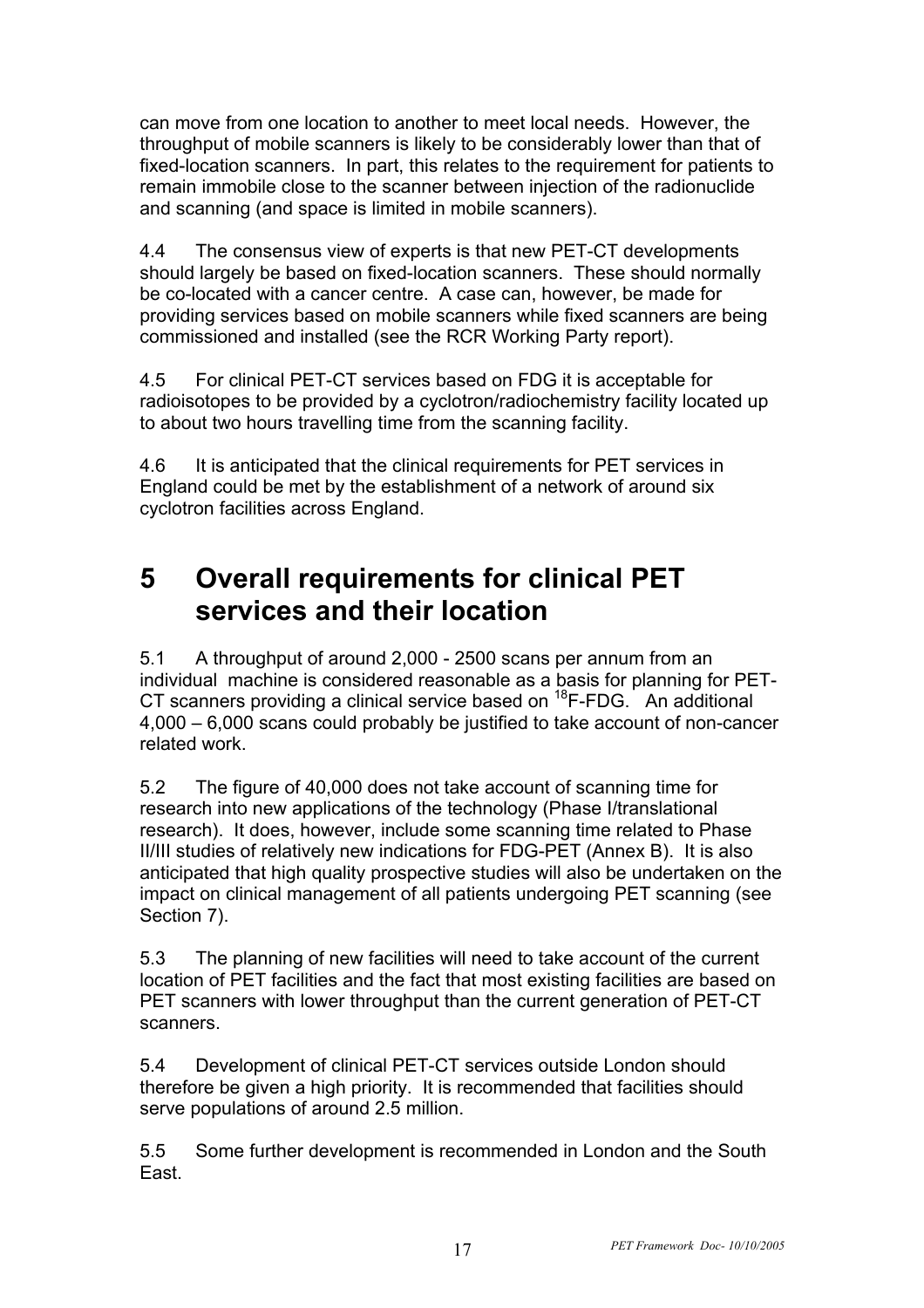can move from one location to another to meet local needs. However, the throughput of mobile scanners is likely to be considerably lower than that of fixed-location scanners. In part, this relates to the requirement for patients to remain immobile close to the scanner between injection of the radionuclide and scanning (and space is limited in mobile scanners).

4.4 The consensus view of experts is that new PET-CT developments should largely be based on fixed-location scanners. These should normally be co-located with a cancer centre. A case can, however, be made for providing services based on mobile scanners while fixed scanners are being commissioned and installed (see the RCR Working Party report).

4.5 For clinical PET-CT services based on FDG it is acceptable for radioisotopes to be provided by a cyclotron/radiochemistry facility located up to about two hours travelling time from the scanning facility.

4.6 It is anticipated that the clinical requirements for PET services in England could be met by the establishment of a network of around six cyclotron facilities across England.

# 5 Overall requirements for clinical PET services and their location

5.1 A throughput of around 2,000 - 2500 scans per annum from an individual machine is considered reasonable as a basis for planning for PET-CT scanners providing a clinical service based on $^{18}$F-FDG. An additional 4,000 – 6,000 scans could probably be justified to take account of non-cancer related work.

5.2 The figure of 40,000 does not take account of scanning time for research into new applications of the technology (Phase I/translational research). It does, however, include some scanning time related to Phase II/III studies of relatively new indications for FDG-PET (Annex B). It is also anticipated that high quality prospective studies will also be undertaken on the impact on clinical management of all patients undergoing PET scanning (see Section 7).

5.3 The planning of new facilities will need to take account of the current location of PET facilities and the fact that most existing facilities are based on PET scanners with lower throughput than the current generation of PET-CT scanners.

5.4 Development of clinical PET-CT services outside London should therefore be given a high priority. It is recommended that facilities should serve populations of around 2.5 million.

5.5 Some further development is recommended in London and the South East.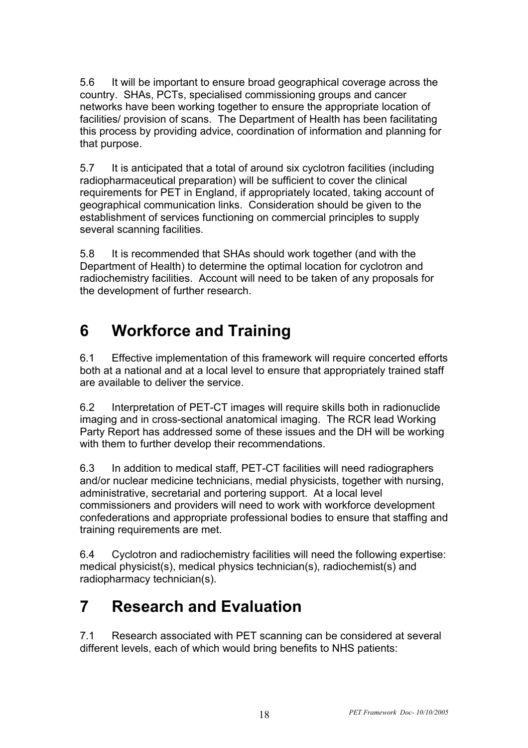5.6 It will be important to ensure broad geographical coverage across the country. SHAs, PCTs, specialised commissioning groups and cancer networks have been working together to ensure the appropriate location of facilities/ provision of scans. The Department of Health has been facilitating this process by providing advice, coordination of information and planning for that purpose.

5.7 It is anticipated that a total of around six cyclotron facilities (including radiopharmaceutical preparation) will be sufficient to cover the clinical requirements for PET in England, if appropriately located, taking account of geographical communication links. Consideration should be given to the establishment of services functioning on commercial principles to supply several scanning facilities.

5.8 It is recommended that SHAs should work together (and with the Department of Health) to determine the optimal location for cyclotron and radiochemistry facilities. Account will need to be taken of any proposals for the development of further research.

# 6 Workforce and Training

6.1 Effective implementation of this framework will require concerted efforts both at a national and at a local level to ensure that appropriately trained staff are available to deliver the service.

6.2 Interpretation of PET-CT images will require skills both in radionuclide imaging and in cross-sectional anatomical imaging. The RCR lead Working Party Report has addressed some of these issues and the DH will be working with them to further develop their recommendations.

6.3 In addition to medical staff, PET-CT facilities will need radiographers and/or nuclear medicine technicians, medial physicists, together with nursing, administrative, secretarial and portering support. At a local level commissioners and providers will need to work with workforce development confederations and appropriate professional bodies to ensure that staffing and training requirements are met.

6.4 Cyclotron and radiochemistry facilities will need the following expertise: medical physicist(s), medical physics technician(s), radiochemist(s) and radiopharmacy technician(s).

# 7 Research and Evaluation

7.1 Research associated with PET scanning can be considered at several different levels, each of which would bring benefits to NHS patients: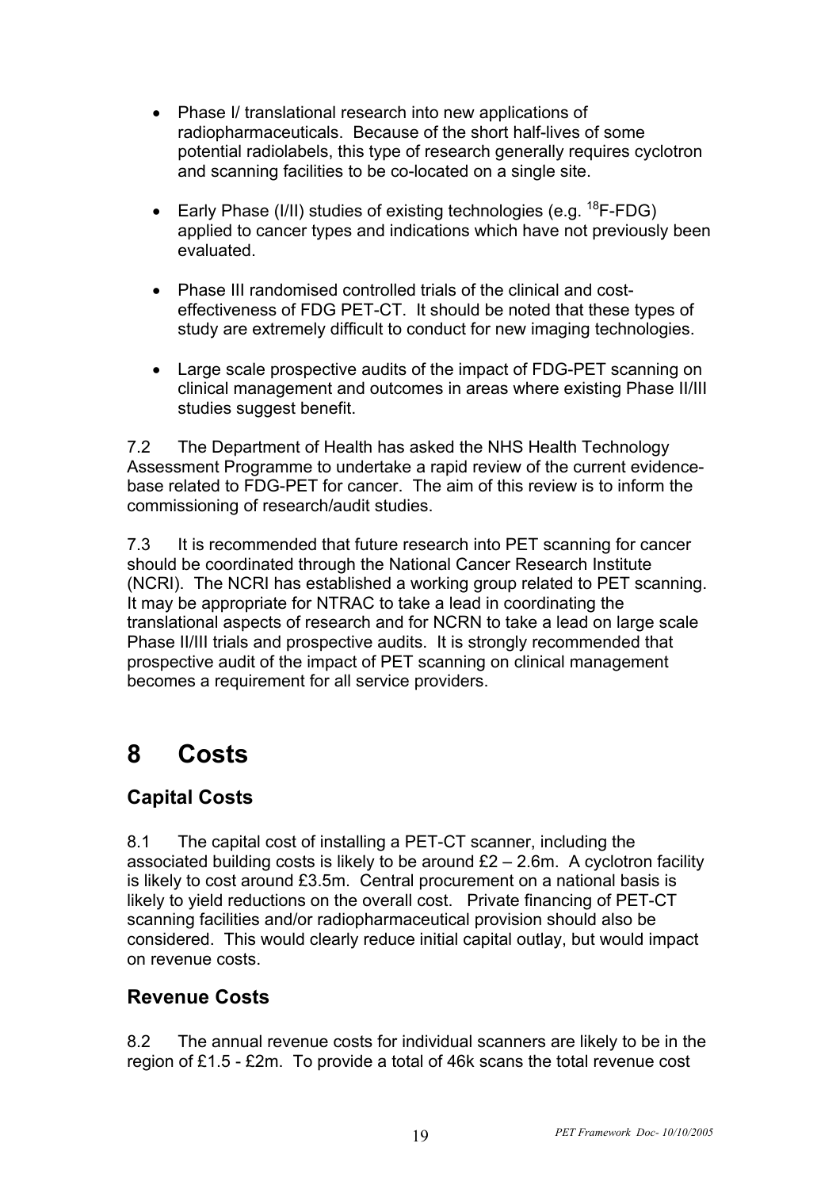- Phase I/ translational research into new applications of radiopharmaceuticals. Because of the short half-lives of some potential radiolabels, this type of research generally requires cyclotron and scanning facilities to be co-located on a single site.

- Early Phase (I/II) studies of existing technologies (e.g. $^{18}$F-FDG) applied to cancer types and indications which have not previously been evaluated.

- Phase III randomised controlled trials of the clinical and cost-effectiveness of FDG PET-CT. It should be noted that these types of study are extremely difficult to conduct for new imaging technologies.

- Large scale prospective audits of the impact of FDG-PET scanning on clinical management and outcomes in areas where existing Phase II/III studies suggest benefit.

7.2 The Department of Health has asked the NHS Health Technology Assessment Programme to undertake a rapid review of the current evidence-base related to FDG-PET for cancer. The aim of this review is to inform the commissioning of research/audit studies.

7.3 It is recommended that future research into PET scanning for cancer should be coordinated through the National Cancer Research Institute (NCRI). The NCRI has established a working group related to PET scanning. It may be appropriate for NTRAC to take a lead in coordinating the translational aspects of research and for NCRN to take a lead on large scale Phase II/III trials and prospective audits. It is strongly recommended that prospective audit of the impact of PET scanning on clinical management becomes a requirement for all service providers.

# 8 Costs

## Capital Costs

8.1 The capital cost of installing a PET-CT scanner, including the associated building costs is likely to be around £2 – 2.6m. A cyclotron facility is likely to cost around £3.5m. Central procurement on a national basis is likely to yield reductions on the overall cost. Private financing of PET-CT scanning facilities and/or radiopharmaceutical provision should also be considered. This would clearly reduce initial capital outlay, but would impact on revenue costs.

## Revenue Costs

8.2 The annual revenue costs for individual scanners are likely to be in the region of £1.5 - £2m. To provide a total of 46k scans the total revenue cost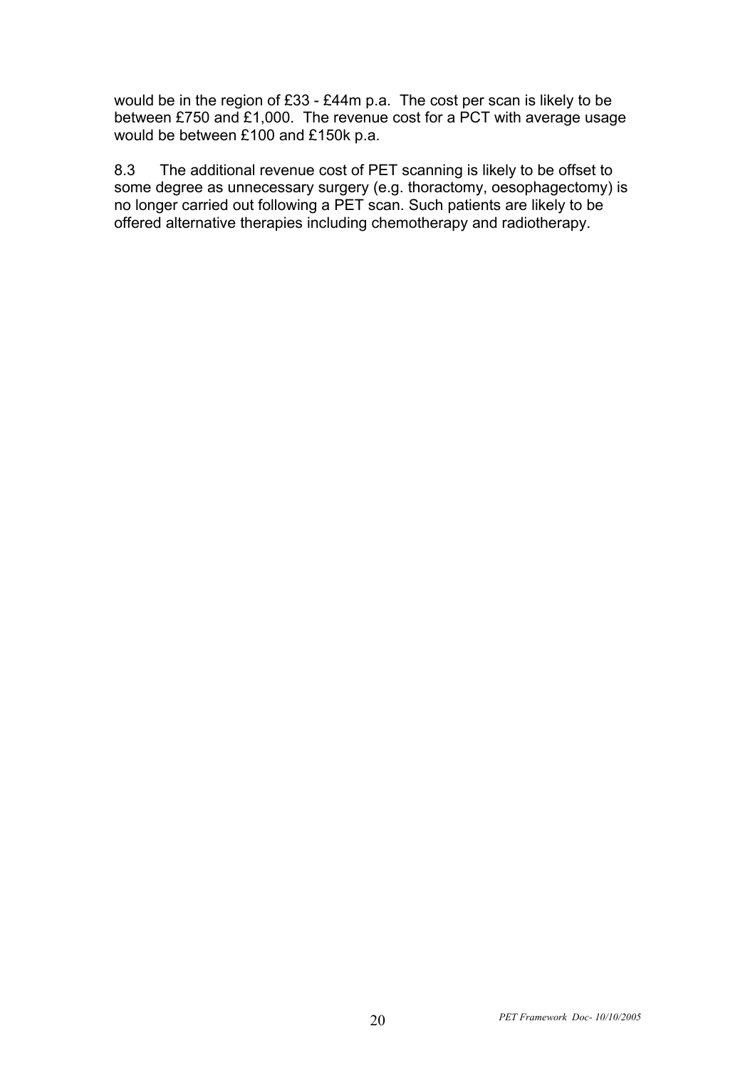would be in the region of £33 - £44m p.a. The cost per scan is likely to be between £750 and £1,000. The revenue cost for a PCT with average usage would be between £100 and £150k p.a.

8.3 The additional revenue cost of PET scanning is likely to be offset to some degree as unnecessary surgery (e.g. thoractomy, oesophagectomy) is no longer carried out following a PET scan. Such patients are likely to be offered alternative therapies including chemotherapy and radiotherapy.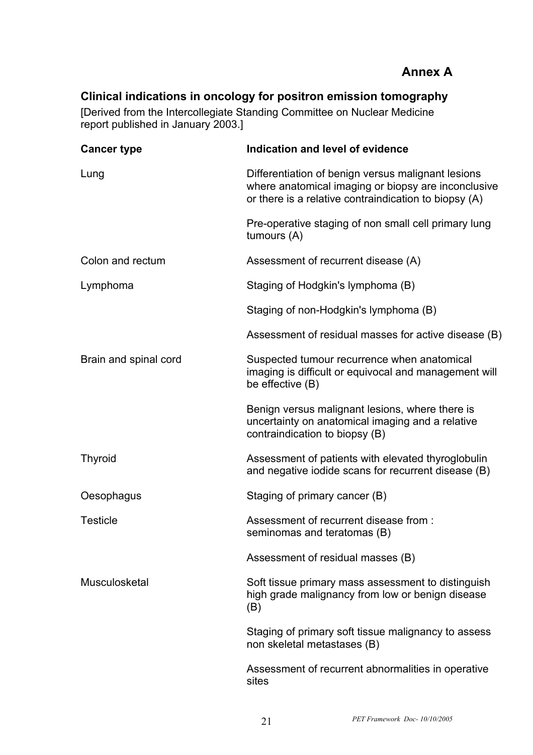# Annex A

## Clinical indications in oncology for positron emission tomography

[Derived from the Intercollegiate Standing Committee on Nuclear Medicine report published in January 2003.]

| Cancer type | Indication and level of evidence |
|---|---|
| Lung | Differentiation of benign versus malignant lesions where anatomical imaging or biopsy are inconclusive or there is a relative contraindication to biopsy (A) |
| | Pre-operative staging of non small cell primary lung tumours (A) |
| Colon and rectum | Assessment of recurrent disease (A) |
| Lymphoma | Staging of Hodgkin's lymphoma (B) |
| | Staging of non-Hodgkin's lymphoma (B) |
| | Assessment of residual masses for active disease (B) |
| Brain and spinal cord | Suspected tumour recurrence when anatomical imaging is difficult or equivocal and management will be effective (B) |
| | Benign versus malignant lesions, where there is uncertainty on anatomical imaging and a relative contraindication to biopsy (B) |
| Thyroid | Assessment of patients with elevated thyroglobulin and negative iodide scans for recurrent disease (B) |
| Oesophagus | Staging of primary cancer (B) |
| Testicle | Assessment of recurrent disease from : seminomas and teratomas (B) |
| | Assessment of residual masses (B) |
| Musculosketal | Soft tissue primary mass assessment to distinguish high grade malignancy from low or benign disease (B) |
| | Staging of primary soft tissue malignancy to assess non skeletal metastases (B) |
| | Assessment of recurrent abnormalities in operative sites |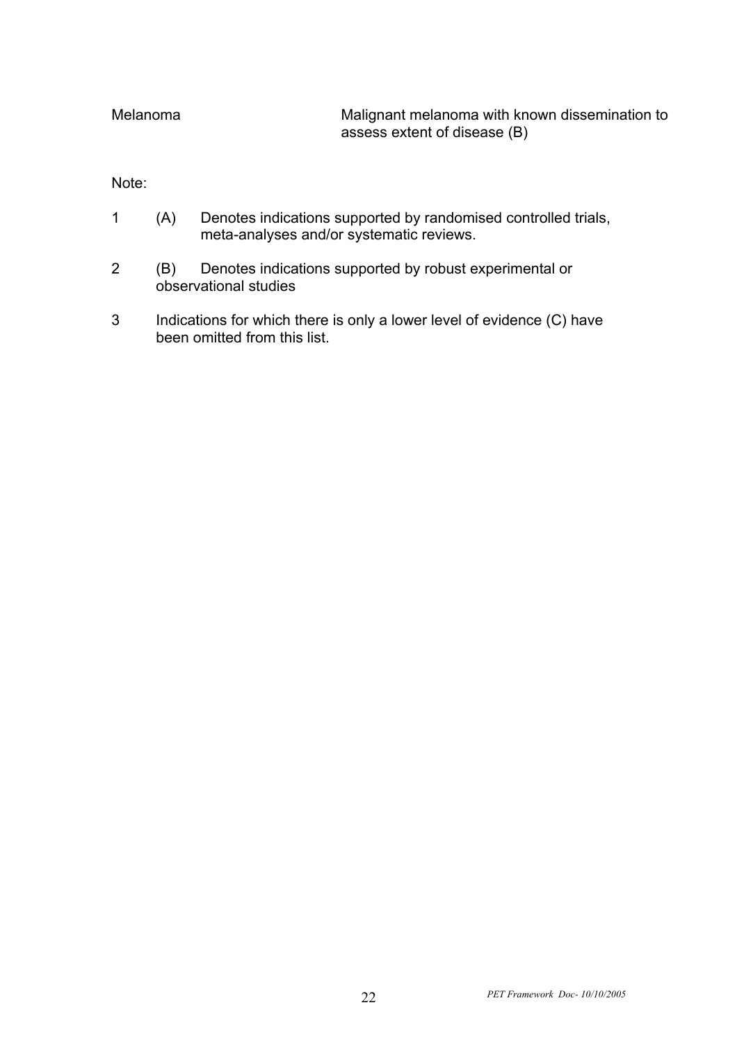| Melanoma | Malignant melanoma with known dissemination to assess extent of disease (B) |
|---|---|

Note:

1. (A) Denotes indications supported by randomised controlled trials, meta-analyses and/or systematic reviews.
2. (B) Denotes indications supported by robust experimental or observational studies
3. Indications for which there is only a lower level of evidence (C) have been omitted from this list.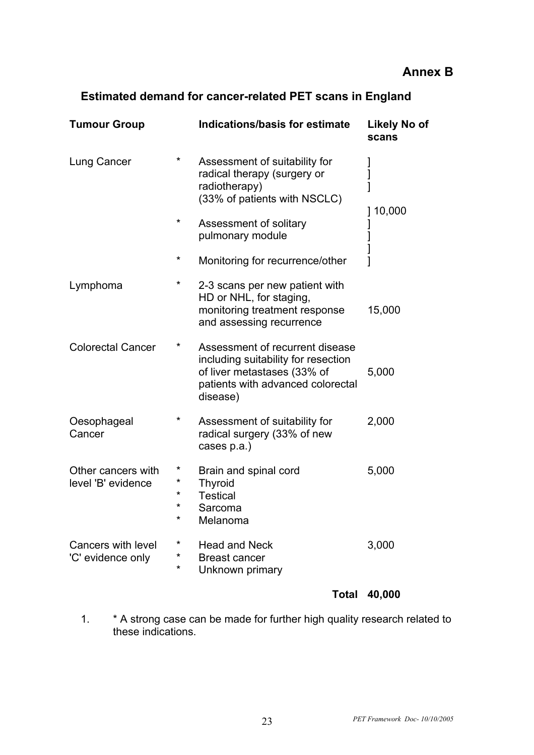## Annex B

### Estimated demand for cancer-related PET scans in England

| Tumour Group | | Indications/basis for estimate | Likely No of scans |
|---|---|---|---|
| Lung Cancer | * | Assessment of suitability for radical therapy (surgery or radiotherapy) (33% of patients with NSCLC) | ] 10,000 |
| | * | Assessment of solitary pulmonary module | ] |
| | * | Monitoring for recurrence/other | ] |
| Lymphoma | * | 2-3 scans per new patient with HD or NHL, for staging, monitoring treatment response and assessing recurrence | 15,000 |
| Colorectal Cancer | * | Assessment of recurrent disease including suitability for resection of liver metastases (33% of patients with advanced colorectal disease) | 5,000 |
| Oesophageal Cancer | * | Assessment of suitability for radical surgery (33% of new cases p.a.) | 2,000 |
| Other cancers with level 'B' evidence | * * * * * | Brain and spinal cord<br>Thyroid<br>Testical<br>Sarcoma<br>Melanoma | 5,000 |
| Cancers with level 'C' evidence only | * * * | Head and Neck<br>Breast cancer<br>Unknown primary | 3,000 |
| | | **Total** | **40,000** |

1. * A strong case can be made for further high quality research related to these indications.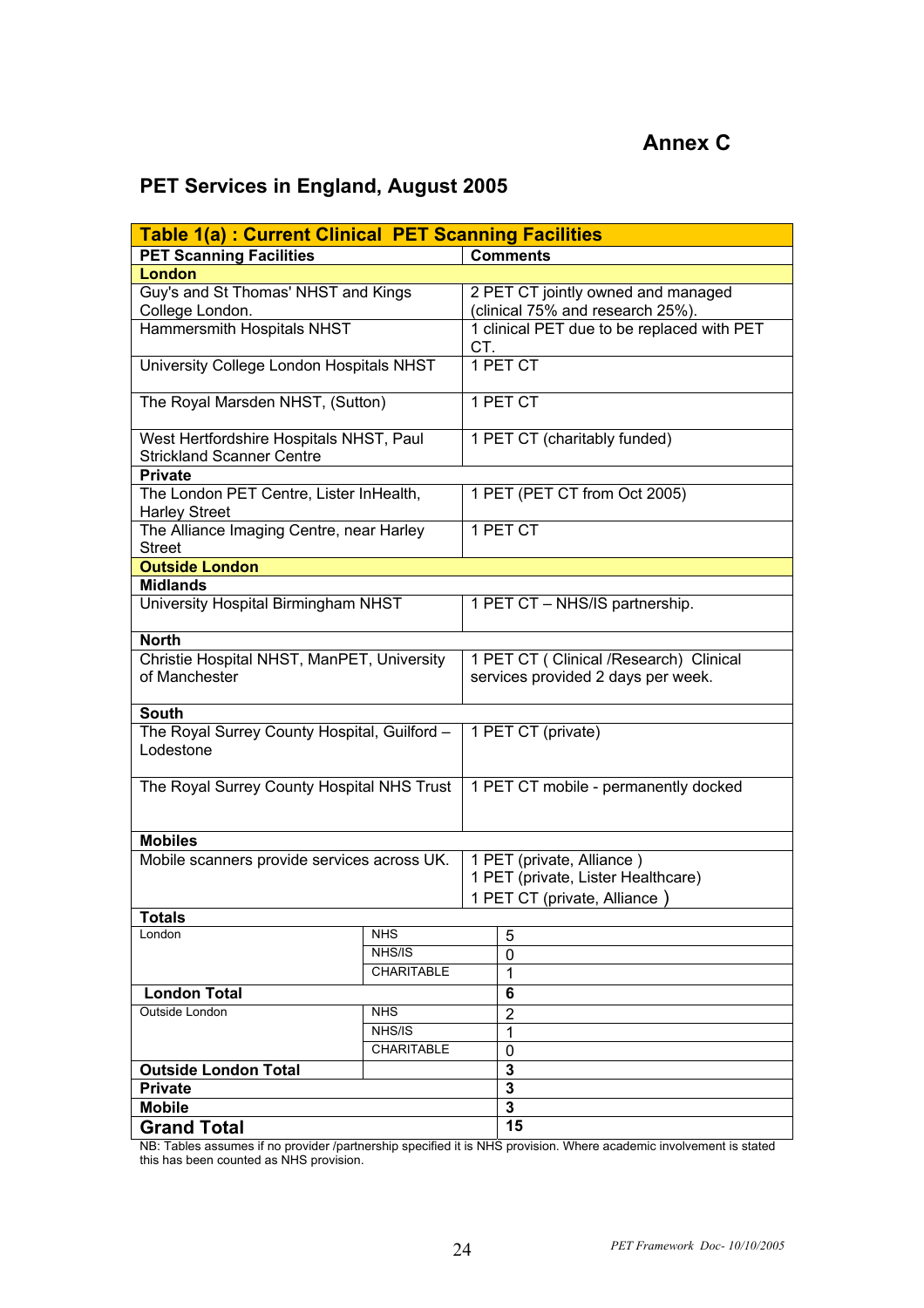# Annex C

## PET Services in England, August 2005

| **Table 1(a) : Current Clinical PET Scanning Facilities** | | |
|---|---|---|
| **PET Scanning Facilities** | | **Comments** |
| **London** | | |
| Guy's and St Thomas' NHST and Kings College London. | | 2 PET CT jointly owned and managed (clinical 75% and research 25%). |
| Hammersmith Hospitals NHST | | 1 clinical PET due to be replaced with PET CT. |
| University College London Hospitals NHST | | 1 PET CT |
| The Royal Marsden NHST, (Sutton) | | 1 PET CT |
| West Hertfordshire Hospitals NHST, Paul Strickland Scanner Centre | | 1 PET CT (charitably funded) |
| **Private** | | |
| The London PET Centre, Lister InHealth, Harley Street | | 1 PET (PET CT from Oct 2005) |
| The Alliance Imaging Centre, near Harley Street | | 1 PET CT |
| **Outside London** | | |
| **Midlands** | | |
| University Hospital Birmingham NHST | | 1 PET CT – NHS/IS partnership. |
| **North** | | |
| Christie Hospital NHST, ManPET, University of Manchester | | 1 PET CT ( Clinical /Research) Clinical services provided 2 days per week. |
| **South** | | |
| The Royal Surrey County Hospital, Guilford – Lodestone | | 1 PET CT (private) |
| The Royal Surrey County Hospital NHS Trust | | 1 PET CT mobile - permanently docked |
| **Mobiles** | | |
| Mobile scanners provide services across UK. | | 1 PET (private, Alliance )<br>1 PET (private, Lister Healthcare)<br>1 PET CT (private, Alliance ) |
| **Totals** | | |
| London | NHS | 5 |
| | NHS/IS | 0 |
| | CHARITABLE | 1 |
| **London Total** | | **6** |
| Outside London | NHS | 2 |
| | NHS/IS | 1 |
| | CHARITABLE | 0 |
| **Outside London Total** | | **3** |
| **Private** | | **3** |
| **Mobile** | | **3** |
| **Grand Total** | | **15** |

NB: Tables assumes if no provider /partnership specified it is NHS provision. Where academic involvement is stated this has been counted as NHS provision.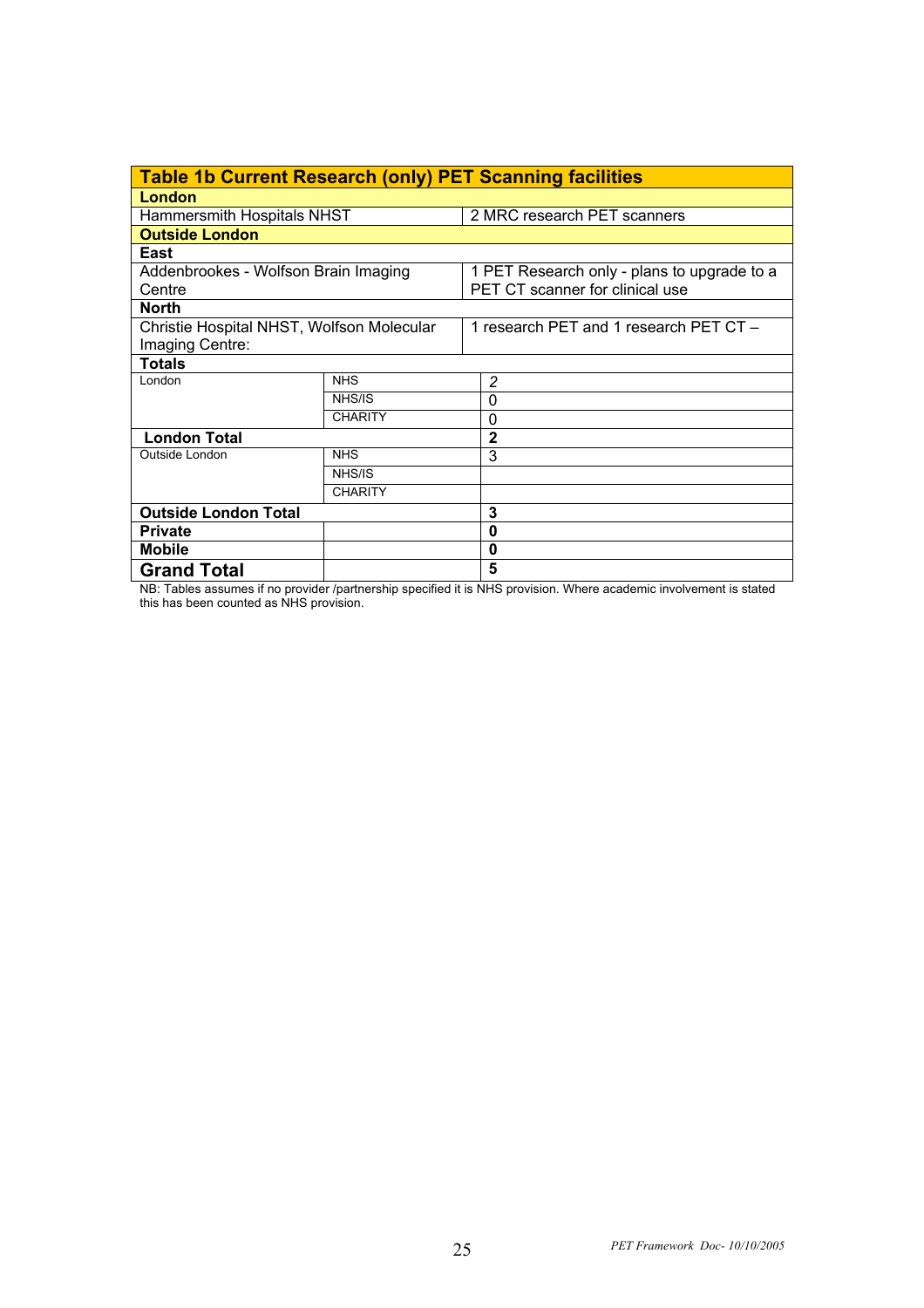| Table 1b Current Research (only) PET Scanning facilities | | |
|---|---|---|
| **London** | | |
| Hammersmith Hospitals NHST | | 2 MRC research PET scanners |
| **Outside London** | | |
| **East** | | |
| Addenbrookes - Wolfson Brain Imaging Centre | | 1 PET Research only - plans to upgrade to a PET CT scanner for clinical use |
| **North** | | |
| Christie Hospital NHST, Wolfson Molecular Imaging Centre: | | 1 research PET and 1 research PET CT – |
| **Totals** | | |
| London | NHS | 2 |
| | NHS/IS | 0 |
| | CHARITY | 0 |
| **London Total** | | **2** |
| Outside London | NHS | 3 |
| | NHS/IS | |
| | CHARITY | |
| **Outside London Total** | | **3** |
| **Private** | | **0** |
| **Mobile** | | **0** |
| **Grand Total** | | **5** |

NB: Tables assumes if no provider /partnership specified it is NHS provision. Where academic involvement is stated this has been counted as NHS provision.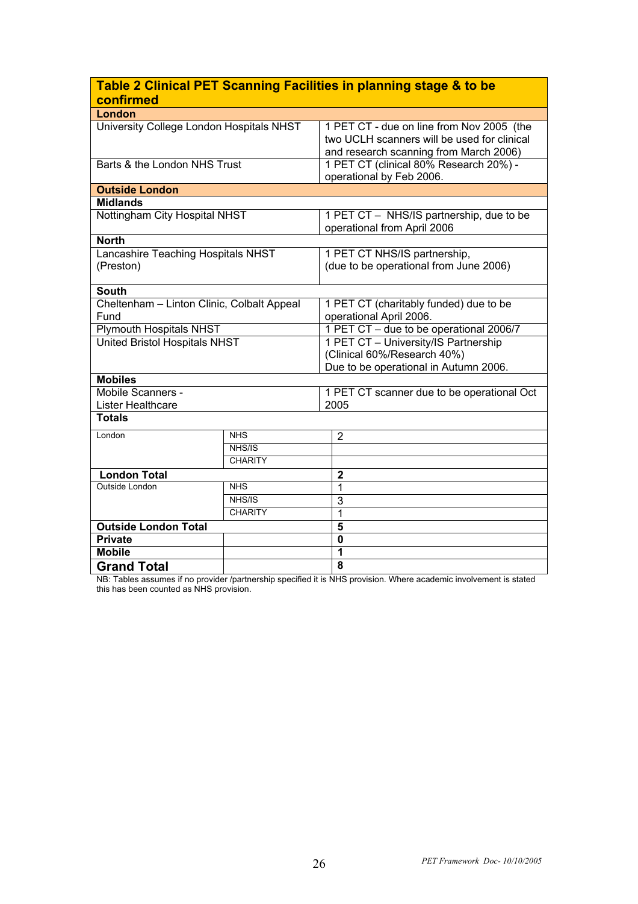| Table 2 Clinical PET Scanning Facilities in planning stage & to be confirmed | |
|---|---|
| **London** | |
| University College London Hospitals NHST | 1 PET CT - due on line from Nov 2005 (the two UCLH scanners will be used for clinical and research scanning from March 2006) |
| Barts & the London NHS Trust | 1 PET CT (clinical 80% Research 20%) - operational by Feb 2006. |
| **Outside London** | |
| **Midlands** | |
| Nottingham City Hospital NHST | 1 PET CT – NHS/IS partnership, due to be operational from April 2006 |
| **North** | |
| Lancashire Teaching Hospitals NHST (Preston) | 1 PET CT NHS/IS partnership, (due to be operational from June 2006) |
| **South** | |
| Cheltenham – Linton Clinic, Colbalt Appeal Fund | 1 PET CT (charitably funded) due to be operational April 2006. |
| Plymouth Hospitals NHST | 1 PET CT – due to be operational 2006/7 |
| United Bristol Hospitals NHST | 1 PET CT – University/IS Partnership (Clinical 60%/Research 40%) Due to be operational in Autumn 2006. |
| **Mobiles** | |
| Mobile Scanners - Lister Healthcare | 1 PET CT scanner due to be operational Oct 2005 |

| **Totals** | | |
|---|---|---|
| London | NHS | 2 |
| | NHS/IS | |
| | CHARITY | |
| **London Total** | | **2** |
| Outside London | NHS | 1 |
| | NHS/IS | 3 |
| | CHARITY | 1 |
| **Outside London Total** | | **5** |
| **Private** | | **0** |
| **Mobile** | | **1** |
| **Grand Total** | | **8** |

NB: Tables assumes if no provider /partnership specified it is NHS provision. Where academic involvement is stated this has been counted as NHS provision.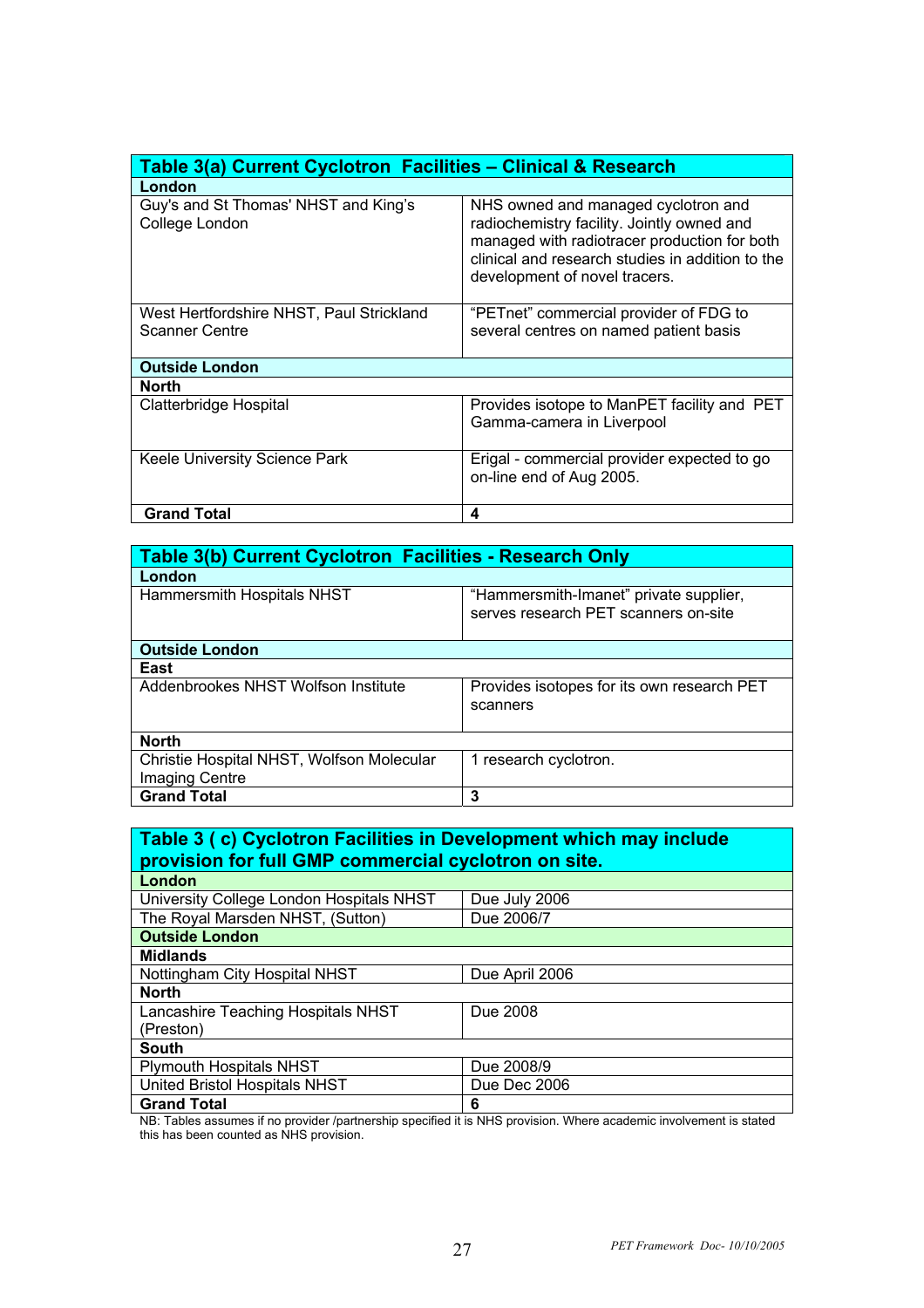| Table 3(a) Current Cyclotron Facilities – Clinical & Research | |
|---|---|
| **London** | |
| Guy's and St Thomas' NHST and King's College London | NHS owned and managed cyclotron and radiochemistry facility. Jointly owned and managed with radiotracer production for both clinical and research studies in addition to the development of novel tracers. |
| West Hertfordshire NHST, Paul Strickland Scanner Centre | "PETnet" commercial provider of FDG to several centres on named patient basis |
| **Outside London** | |
| **North** | |
| Clatterbridge Hospital | Provides isotope to ManPET facility and PET Gamma-camera in Liverpool |
| Keele University Science Park | Erigal - commercial provider expected to go on-line end of Aug 2005. |
| **Grand Total** | **4** |

| Table 3(b) Current Cyclotron Facilities - Research Only | |
|---|---|
| **London** | |
| Hammersmith Hospitals NHST | "Hammersmith-Imanet" private supplier, serves research PET scanners on-site |
| **Outside London** | |
| **East** | |
| Addenbrookes NHST Wolfson Institute | Provides isotopes for its own research PET scanners |
| **North** | |
| Christie Hospital NHST, Wolfson Molecular Imaging Centre | 1 research cyclotron. |
| **Grand Total** | **3** |

| Table 3 ( c) Cyclotron Facilities in Development which may include provision for full GMP commercial cyclotron on site. | |
|---|---|
| **London** | |
| University College London Hospitals NHST | Due July 2006 |
| The Royal Marsden NHST, (Sutton) | Due 2006/7 |
| **Outside London** | |
| **Midlands** | |
| Nottingham City Hospital NHST | Due April 2006 |
| **North** | |
| Lancashire Teaching Hospitals NHST (Preston) | Due 2008 |
| **South** | |
| Plymouth Hospitals NHST | Due 2008/9 |
| United Bristol Hospitals NHST | Due Dec 2006 |
| **Grand Total** | **6** |

NB: Tables assumes if no provider /partnership specified it is NHS provision. Where academic involvement is stated this has been counted as NHS provision.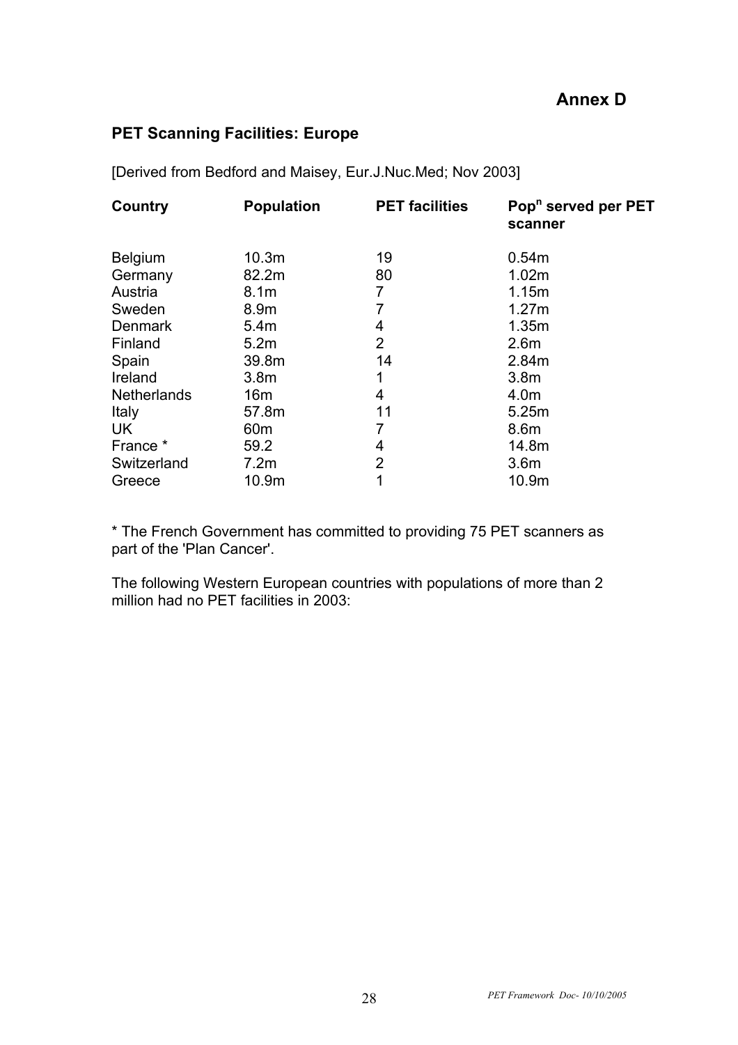## Annex D

### PET Scanning Facilities: Europe

[Derived from Bedford and Maisey, Eur.J.Nuc.Med; Nov 2003]

| Country | Population | PET facilities | Pop$^n$ served per PET scanner |
|---|---|---|---|
| Belgium | 10.3m | 19 | 0.54m |
| Germany | 82.2m | 80 | 1.02m |
| Austria | 8.1m | 7 | 1.15m |
| Sweden | 8.9m | 7 | 1.27m |
| Denmark | 5.4m | 4 | 1.35m |
| Finland | 5.2m | 2 | 2.6m |
| Spain | 39.8m | 14 | 2.84m |
| Ireland | 3.8m | 1 | 3.8m |
| Netherlands | 16m | 4 | 4.0m |
| Italy | 57.8m | 11 | 5.25m |
| UK | 60m | 7 | 8.6m |
| France * | 59.2 | 4 | 14.8m |
| Switzerland | 7.2m | 2 | 3.6m |
| Greece | 10.9m | 1 | 10.9m |

* The French Government has committed to providing 75 PET scanners as part of the 'Plan Cancer'.

The following Western European countries with populations of more than 2 million had no PET facilities in 2003: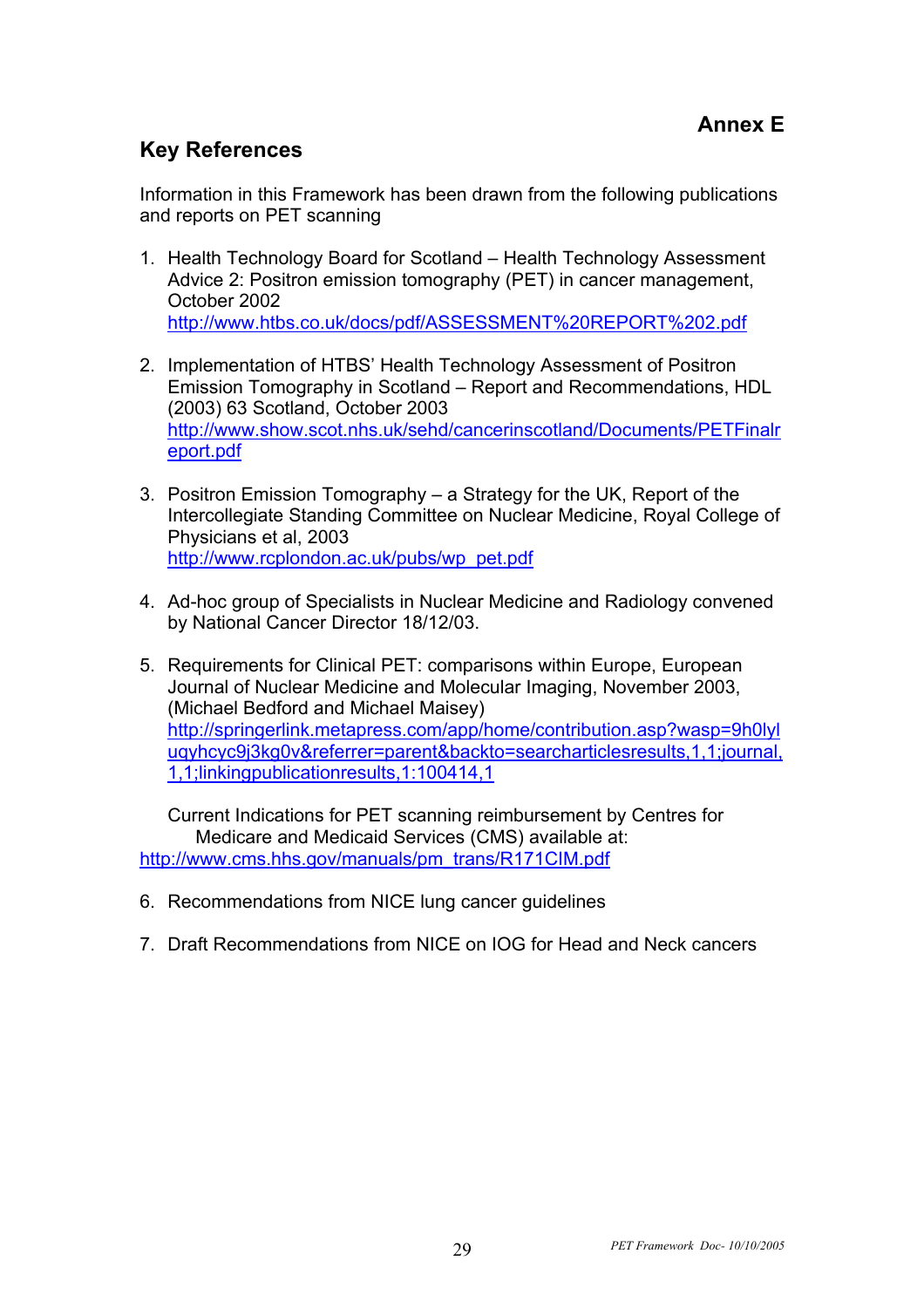**Annex E**

## Key References

Information in this Framework has been drawn from the following publications and reports on PET scanning

1. Health Technology Board for Scotland – Health Technology Assessment Advice 2: Positron emission tomography (PET) in cancer management, October 2002
   http://www.htbs.co.uk/docs/pdf/ASSESSMENT%20REPORT%202.pdf

2. Implementation of HTBS' Health Technology Assessment of Positron Emission Tomography in Scotland – Report and Recommendations, HDL (2003) 63 Scotland, October 2003
   http://www.show.scot.nhs.uk/sehd/cancerinscotland/Documents/PETFinalreport.pdf

3. Positron Emission Tomography – a Strategy for the UK, Report of the Intercollegiate Standing Committee on Nuclear Medicine, Royal College of Physicians et al, 2003
   http://www.rcplondon.ac.uk/pubs/wp_pet.pdf

4. Ad-hoc group of Specialists in Nuclear Medicine and Radiology convened by National Cancer Director 18/12/03.

5. Requirements for Clinical PET: comparisons within Europe, European Journal of Nuclear Medicine and Molecular Imaging, November 2003, (Michael Bedford and Michael Maisey)
   http://springerlink.metapress.com/app/home/contribution.asp?wasp=9h0lyluqyhcyc9j3kg0v&referrer=parent&backto=searcharticlesresults,1,1;journal,1,1;linkingpublicationresults,1:100414,1

   Current Indications for PET scanning reimbursement by Centres for Medicare and Medicaid Services (CMS) available at:
   http://www.cms.hhs.gov/manuals/pm_trans/R171CIM.pdf

6. Recommendations from NICE lung cancer guidelines

7. Draft Recommendations from NICE on IOG for Head and Neck cancers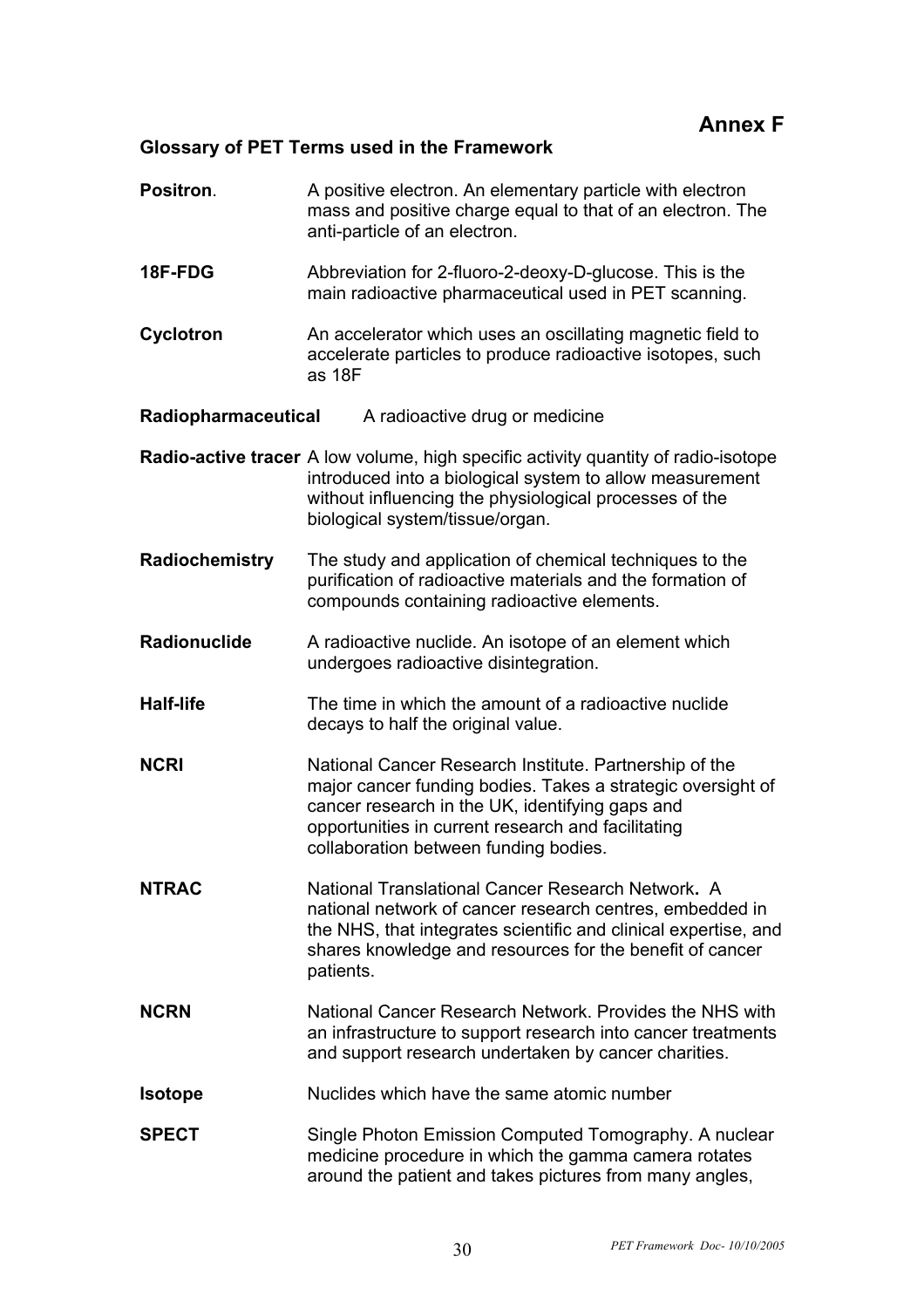## Annex F

### Glossary of PET Terms used in the Framework

**Positron**. A positive electron. An elementary particle with electron mass and positive charge equal to that of an electron. The anti-particle of an electron.

**18F-FDG** Abbreviation for 2-fluoro-2-deoxy-D-glucose. This is the main radioactive pharmaceutical used in PET scanning.

**Cyclotron** An accelerator which uses an oscillating magnetic field to accelerate particles to produce radioactive isotopes, such as 18F

**Radiopharmaceutical** A radioactive drug or medicine

**Radio-active tracer** A low volume, high specific activity quantity of radio-isotope introduced into a biological system to allow measurement without influencing the physiological processes of the biological system/tissue/organ.

**Radiochemistry** The study and application of chemical techniques to the purification of radioactive materials and the formation of compounds containing radioactive elements.

**Radionuclide** A radioactive nuclide. An isotope of an element which undergoes radioactive disintegration.

**Half-life** The time in which the amount of a radioactive nuclide decays to half the original value.

**NCRI** National Cancer Research Institute. Partnership of the major cancer funding bodies. Takes a strategic oversight of cancer research in the UK, identifying gaps and opportunities in current research and facilitating collaboration between funding bodies.

**NTRAC** National Translational Cancer Research Network**.** A national network of cancer research centres, embedded in the NHS, that integrates scientific and clinical expertise, and shares knowledge and resources for the benefit of cancer patients.

**NCRN** National Cancer Research Network. Provides the NHS with an infrastructure to support research into cancer treatments and support research undertaken by cancer charities.

**Isotope** Nuclides which have the same atomic number

**SPECT** Single Photon Emission Computed Tomography. A nuclear medicine procedure in which the gamma camera rotates around the patient and takes pictures from many angles,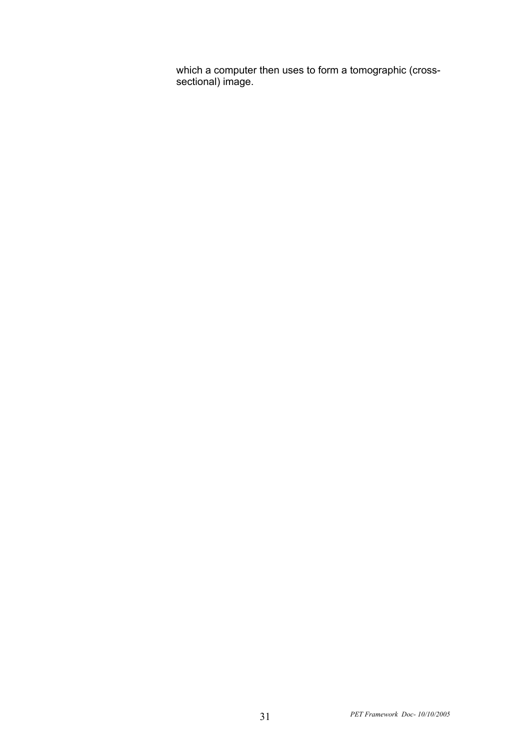which a computer then uses to form a tomographic (cross-sectional) image.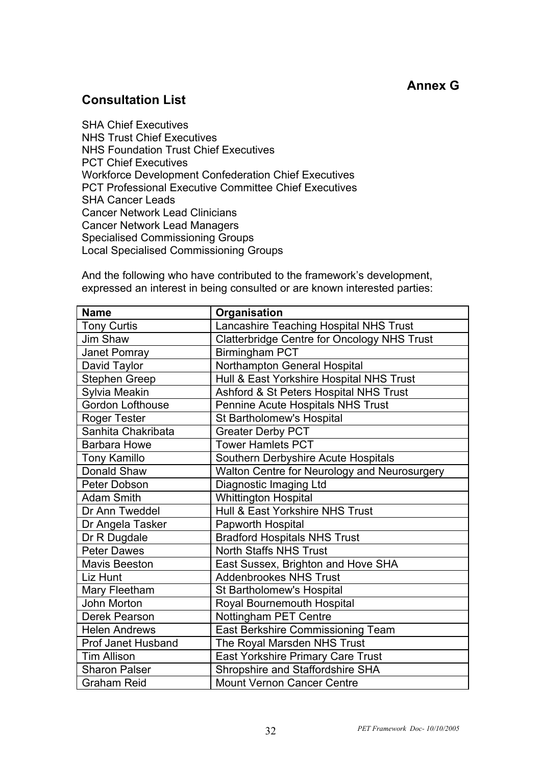**Annex G**

## Consultation List

SHA Chief Executives
NHS Trust Chief Executives
NHS Foundation Trust Chief Executives
PCT Chief Executives
Workforce Development Confederation Chief Executives
PCT Professional Executive Committee Chief Executives
SHA Cancer Leads
Cancer Network Lead Clinicians
Cancer Network Lead Managers
Specialised Commissioning Groups
Local Specialised Commissioning Groups

And the following who have contributed to the framework's development, expressed an interest in being consulted or are known interested parties:

| Name | Organisation |
|---|---|
| Tony Curtis | Lancashire Teaching Hospital NHS Trust |
| Jim Shaw | Clatterbridge Centre for Oncology NHS Trust |
| Janet Pomray | Birmingham PCT |
| David Taylor | Northampton General Hospital |
| Stephen Greep | Hull & East Yorkshire Hospital NHS Trust |
| Sylvia Meakin | Ashford & St Peters Hospital NHS Trust |
| Gordon Lofthouse | Pennine Acute Hospitals NHS Trust |
| Roger Tester | St Bartholomew's Hospital |
| Sanhita Chakribata | Greater Derby PCT |
| Barbara Howe | Tower Hamlets PCT |
| Tony Kamillo | Southern Derbyshire Acute Hospitals |
| Donald Shaw | Walton Centre for Neurology and Neurosurgery |
| Peter Dobson | Diagnostic Imaging Ltd |
| Adam Smith | Whittington Hospital |
| Dr Ann Tweddel | Hull & East Yorkshire NHS Trust |
| Dr Angela Tasker | Papworth Hospital |
| Dr R Dugdale | Bradford Hospitals NHS Trust |
| Peter Dawes | North Staffs NHS Trust |
| Mavis Beeston | East Sussex, Brighton and Hove SHA |
| Liz Hunt | Addenbrookes NHS Trust |
| Mary Fleetham | St Bartholomew's Hospital |
| John Morton | Royal Bournemouth Hospital |
| Derek Pearson | Nottingham PET Centre |
| Helen Andrews | East Berkshire Commissioning Team |
| Prof Janet Husband | The Royal Marsden NHS Trust |
| Tim Allison | East Yorkshire Primary Care Trust |
| Sharon Palser | Shropshire and Staffordshire SHA |
| Graham Reid | Mount Vernon Cancer Centre |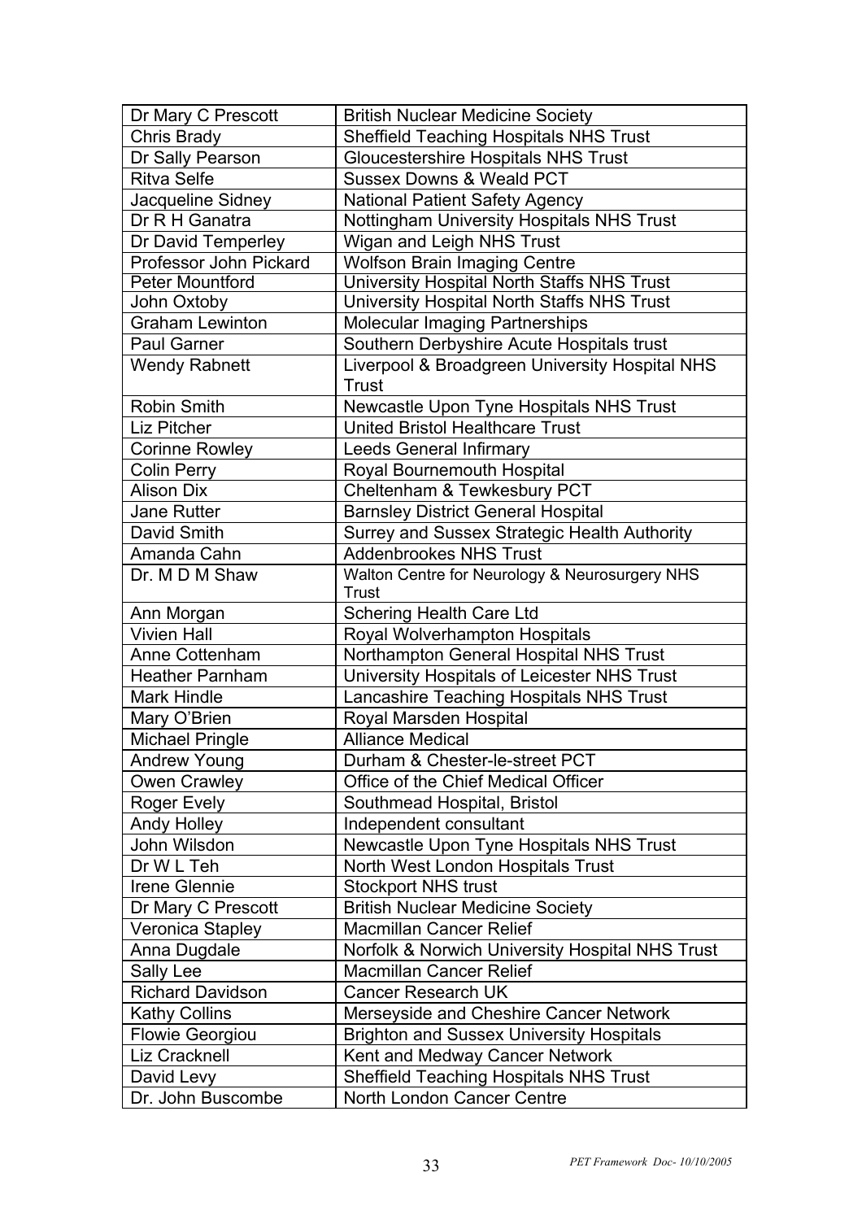| | |
|---|---|
| Dr Mary C Prescott | British Nuclear Medicine Society |
| Chris Brady | Sheffield Teaching Hospitals NHS Trust |
| Dr Sally Pearson | Gloucestershire Hospitals NHS Trust |
| Ritva Selfe | Sussex Downs & Weald PCT |
| Jacqueline Sidney | National Patient Safety Agency |
| Dr R H Ganatra | Nottingham University Hospitals NHS Trust |
| Dr David Temperley | Wigan and Leigh NHS Trust |
| Professor John Pickard | Wolfson Brain Imaging Centre |
| Peter Mountford | University Hospital North Staffs NHS Trust |
| John Oxtoby | University Hospital North Staffs NHS Trust |
| Graham Lewinton | Molecular Imaging Partnerships |
| Paul Garner | Southern Derbyshire Acute Hospitals trust |
| Wendy Rabnett | Liverpool & Broadgreen University Hospital NHS Trust |
| Robin Smith | Newcastle Upon Tyne Hospitals NHS Trust |
| Liz Pitcher | United Bristol Healthcare Trust |
| Corinne Rowley | Leeds General Infirmary |
| Colin Perry | Royal Bournemouth Hospital |
| Alison Dix | Cheltenham & Tewkesbury PCT |
| Jane Rutter | Barnsley District General Hospital |
| David Smith | Surrey and Sussex Strategic Health Authority |
| Amanda Cahn | Addenbrookes NHS Trust |
| Dr. M D M Shaw | Walton Centre for Neurology & Neurosurgery NHS Trust |
| Ann Morgan | Schering Health Care Ltd |
| Vivien Hall | Royal Wolverhampton Hospitals |
| Anne Cottenham | Northampton General Hospital NHS Trust |
| Heather Parnham | University Hospitals of Leicester NHS Trust |
| Mark Hindle | Lancashire Teaching Hospitals NHS Trust |
| Mary O'Brien | Royal Marsden Hospital |
| Michael Pringle | Alliance Medical |
| Andrew Young | Durham & Chester-le-street PCT |
| Owen Crawley | Office of the Chief Medical Officer |
| Roger Evely | Southmead Hospital, Bristol |
| Andy Holley | Independent consultant |
| John Wilsdon | Newcastle Upon Tyne Hospitals NHS Trust |
| Dr W L Teh | North West London Hospitals Trust |
| Irene Glennie | Stockport NHS trust |
| Dr Mary C Prescott | British Nuclear Medicine Society |
| Veronica Stapley | Macmillan Cancer Relief |
| Anna Dugdale | Norfolk & Norwich University Hospital NHS Trust |
| Sally Lee | Macmillan Cancer Relief |
| Richard Davidson | Cancer Research UK |
| Kathy Collins | Merseyside and Cheshire Cancer Network |
| Flowie Georgiou | Brighton and Sussex University Hospitals |
| Liz Cracknell | Kent and Medway Cancer Network |
| David Levy | Sheffield Teaching Hospitals NHS Trust |
| Dr. John Buscombe | North London Cancer Centre |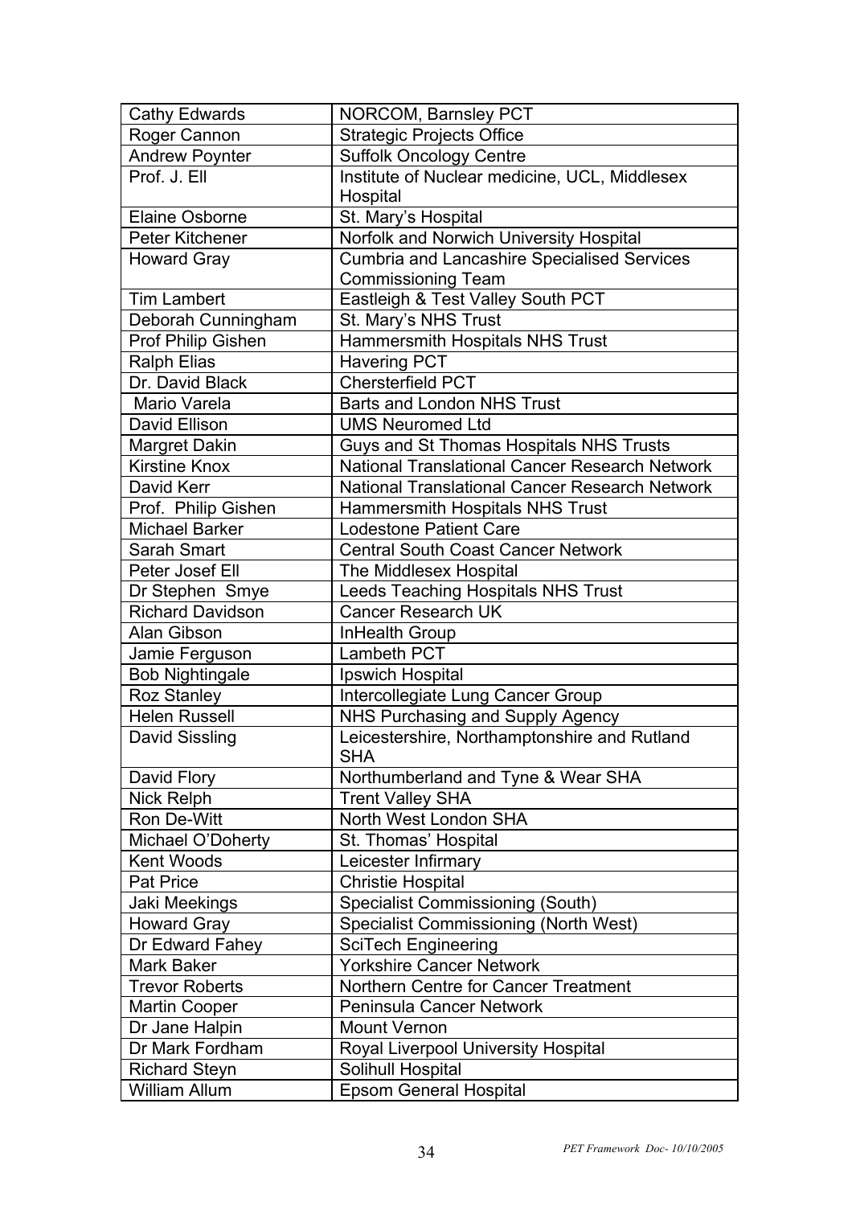| Cathy Edwards | NORCOM, Barnsley PCT |
|---|---|
| Roger Cannon | Strategic Projects Office |
| Andrew Poynter | Suffolk Oncology Centre |
| Prof. J. Ell | Institute of Nuclear medicine, UCL, Middlesex Hospital |
| Elaine Osborne | St. Mary's Hospital |
| Peter Kitchener | Norfolk and Norwich University Hospital |
| Howard Gray | Cumbria and Lancashire Specialised Services Commissioning Team |
| Tim Lambert | Eastleigh & Test Valley South PCT |
| Deborah Cunningham | St. Mary's NHS Trust |
| Prof Philip Gishen | Hammersmith Hospitals NHS Trust |
| Ralph Elias | Havering PCT |
| Dr. David Black | Chersterfield PCT |
| Mario Varela | Barts and London NHS Trust |
| David Ellison | UMS Neuromed Ltd |
| Margret Dakin | Guys and St Thomas Hospitals NHS Trusts |
| Kirstine Knox | National Translational Cancer Research Network |
| David Kerr | National Translational Cancer Research Network |
| Prof. Philip Gishen | Hammersmith Hospitals NHS Trust |
| Michael Barker | Lodestone Patient Care |
| Sarah Smart | Central South Coast Cancer Network |
| Peter Josef Ell | The Middlesex Hospital |
| Dr Stephen Smye | Leeds Teaching Hospitals NHS Trust |
| Richard Davidson | Cancer Research UK |
| Alan Gibson | InHealth Group |
| Jamie Ferguson | Lambeth PCT |
| Bob Nightingale | Ipswich Hospital |
| Roz Stanley | Intercollegiate Lung Cancer Group |
| Helen Russell | NHS Purchasing and Supply Agency |
| David Sissling | Leicestershire, Northamptonshire and Rutland SHA |
| David Flory | Northumberland and Tyne & Wear SHA |
| Nick Relph | Trent Valley SHA |
| Ron De-Witt | North West London SHA |
| Michael O'Doherty | St. Thomas' Hospital |
| Kent Woods | Leicester Infirmary |
| Pat Price | Christie Hospital |
| Jaki Meekings | Specialist Commissioning (South) |
| Howard Gray | Specialist Commissioning (North West) |
| Dr Edward Fahey | SciTech Engineering |
| Mark Baker | Yorkshire Cancer Network |
| Trevor Roberts | Northern Centre for Cancer Treatment |
| Martin Cooper | Peninsula Cancer Network |
| Dr Jane Halpin | Mount Vernon |
| Dr Mark Fordham | Royal Liverpool University Hospital |
| Richard Steyn | Solihull Hospital |
| William Allum | Epsom General Hospital |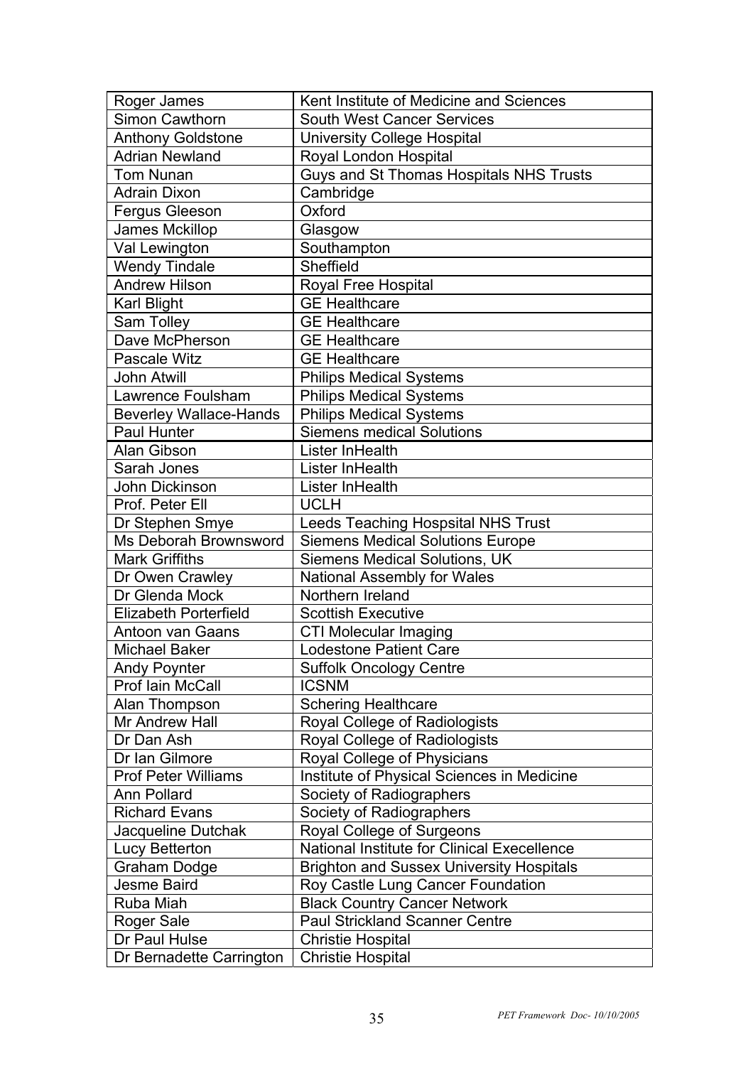| Roger James | Kent Institute of Medicine and Sciences |
|---|---|
| Simon Cawthorn | South West Cancer Services |
| Anthony Goldstone | University College Hospital |
| Adrian Newland | Royal London Hospital |
| Tom Nunan | Guys and St Thomas Hospitals NHS Trusts |
| Adrain Dixon | Cambridge |
| Fergus Gleeson | Oxford |
| James Mckillop | Glasgow |
| Val Lewington | Southampton |
| Wendy Tindale | Sheffield |
| Andrew Hilson | Royal Free Hospital |
| Karl Blight | GE Healthcare |
| Sam Tolley | GE Healthcare |
| Dave McPherson | GE Healthcare |
| Pascale Witz | GE Healthcare |
| John Atwill | Philips Medical Systems |
| Lawrence Foulsham | Philips Medical Systems |
| Beverley Wallace-Hands | Philips Medical Systems |
| Paul Hunter | Siemens medical Solutions |
| Alan Gibson | Lister InHealth |
| Sarah Jones | Lister InHealth |
| John Dickinson | Lister InHealth |
| Prof. Peter Ell | UCLH |
| Dr Stephen Smye | Leeds Teaching Hospsital NHS Trust |
| Ms Deborah Brownsword | Siemens Medical Solutions Europe |
| Mark Griffiths | Siemens Medical Solutions, UK |
| Dr Owen Crawley | National Assembly for Wales |
| Dr Glenda Mock | Northern Ireland |
| Elizabeth Porterfield | Scottish Executive |
| Antoon van Gaans | CTI Molecular Imaging |
| Michael Baker | Lodestone Patient Care |
| Andy Poynter | Suffolk Oncology Centre |
| Prof Iain McCall | ICSNM |
| Alan Thompson | Schering Healthcare |
| Mr Andrew Hall | Royal College of Radiologists |
| Dr Dan Ash | Royal College of Radiologists |
| Dr Ian Gilmore | Royal College of Physicians |
| Prof Peter Williams | Institute of Physical Sciences in Medicine |
| Ann Pollard | Society of Radiographers |
| Richard Evans | Society of Radiographers |
| Jacqueline Dutchak | Royal College of Surgeons |
| Lucy Betterton | National Institute for Clinical Execellence |
| Graham Dodge | Brighton and Sussex University Hospitals |
| Jesme Baird | Roy Castle Lung Cancer Foundation |
| Ruba Miah | Black Country Cancer Network |
| Roger Sale | Paul Strickland Scanner Centre |
| Dr Paul Hulse | Christie Hospital |
| Dr Bernadette Carrington | Christie Hospital |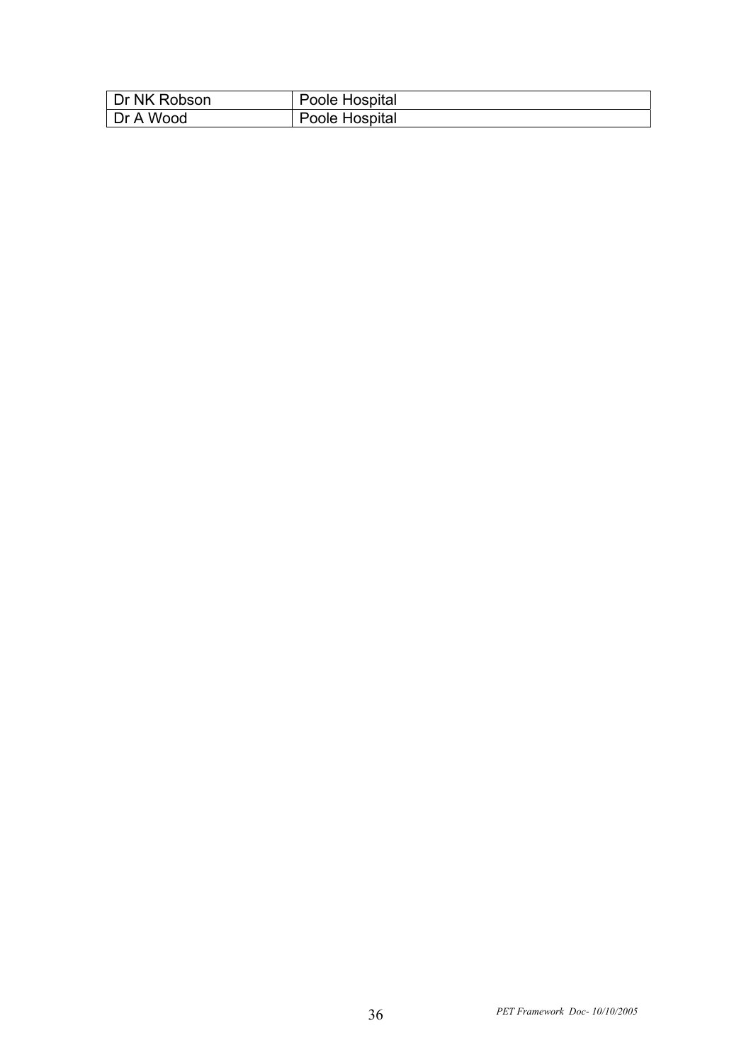| | |
|---|---|
| Dr NK Robson | Poole Hospital |
| Dr A Wood | Poole Hospital |